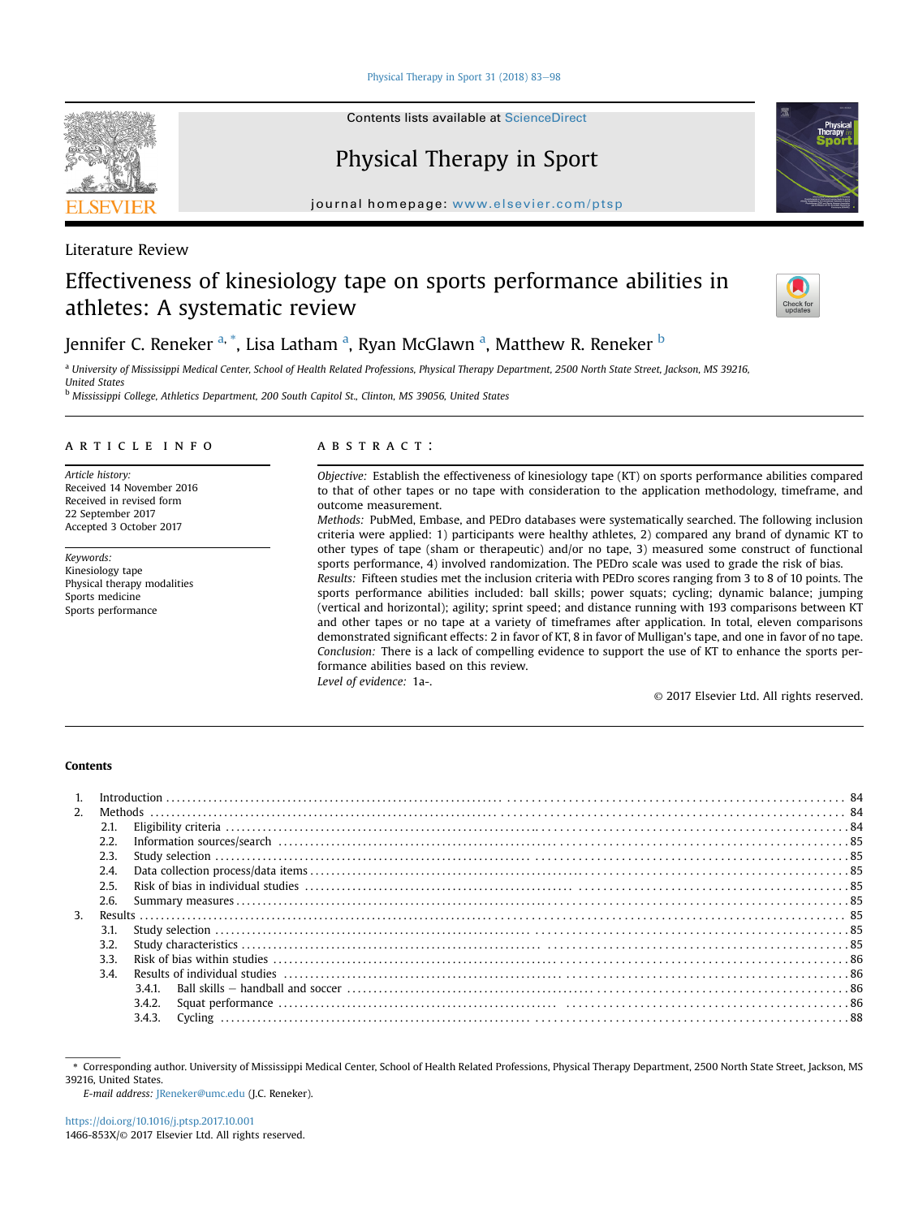Contents lists available at ScienceDirect

# Physical Therapy in Sport

journal homepage: www.elsevier.com/ptsp

Literature Review

# Effectiveness of kinesiology tape on sports performance abilities in athletes: A systematic review

Jennifer C. Reneker [a, *], Lisa Latham [a], Ryan McGlawn [a], Matthew R. Reneker [b]

[a] University of Mississippi Medical Center, School of Health Related Professions, Physical Therapy Department, 2500 North State Street, Jackson, MS 39216, United States

[b] Mississippi College, Athletics Department, 200 South Capitol St., Clinton, MS 39056, United States

## ARTICLE INFO

*Article history:*
Received 14 November 2016
Received in revised form
22 September 2017
Accepted 3 October 2017

*Keywords:*
Kinesiology tape
Physical therapy modalities
Sports medicine
Sports performance

## ABSTRACT

*Objective:* Establish the effectiveness of kinesiology tape (KT) on sports performance abilities compared to that of other tapes or no tape with consideration to the application methodology, timeframe, and outcome measurement.

*Methods:* PubMed, Embase, and PEDro databases were systematically searched. The following inclusion criteria were applied: 1) participants were healthy athletes, 2) compared any brand of dynamic KT to other types of tape (sham or therapeutic) and/or no tape, 3) measured some construct of functional sports performance, 4) involved randomization. The PEDro scale was used to grade the risk of bias.

*Results:* Fifteen studies met the inclusion criteria with PEDro scores ranging from 3 to 8 of 10 points. The sports performance abilities included: ball skills; power squats; cycling; dynamic balance; jumping (vertical and horizontal); agility; sprint speed; and distance running with 193 comparisons between KT and other tapes or no tape at a variety of timeframes after application. In total, eleven comparisons demonstrated significant effects: 2 in favor of KT, 8 in favor of Mulligan's tape, and one in favor of no tape.

*Conclusion:* There is a lack of compelling evidence to support the use of KT to enhance the sports performance abilities based on this review.

*Level of evidence:* 1a-.

© 2017 Elsevier Ltd. All rights reserved.

## Contents

1. Introduction .... 84
2. Methods .... 84
   - 2.1. Eligibility criteria .... 84
   - 2.2. Information sources/search .... 85
   - 2.3. Study selection .... 85
   - 2.4. Data collection process/data items .... 85
   - 2.5. Risk of bias in individual studies .... 85
   - 2.6. Summary measures .... 85
3. Results .... 85
   - 3.1. Study selection .... 85
   - 3.2. Study characteristics .... 85
   - 3.3. Risk of bias within studies .... 86
   - 3.4. Results of individual studies .... 86
     - 3.4.1. Ball skills – handball and soccer .... 86
     - 3.4.2. Squat performance .... 86
     - 3.4.3. Cycling .... 88

\* Corresponding author. University of Mississippi Medical Center, School of Health Related Professions, Physical Therapy Department, 2500 North State Street, Jackson, MS 39216, United States.

*E-mail address:* JReneker@umc.edu (J.C. Reneker).

https://doi.org/10.1016/j.ptsp.2017.10.001
1466-853X/© 2017 Elsevier Ltd. All rights reserved.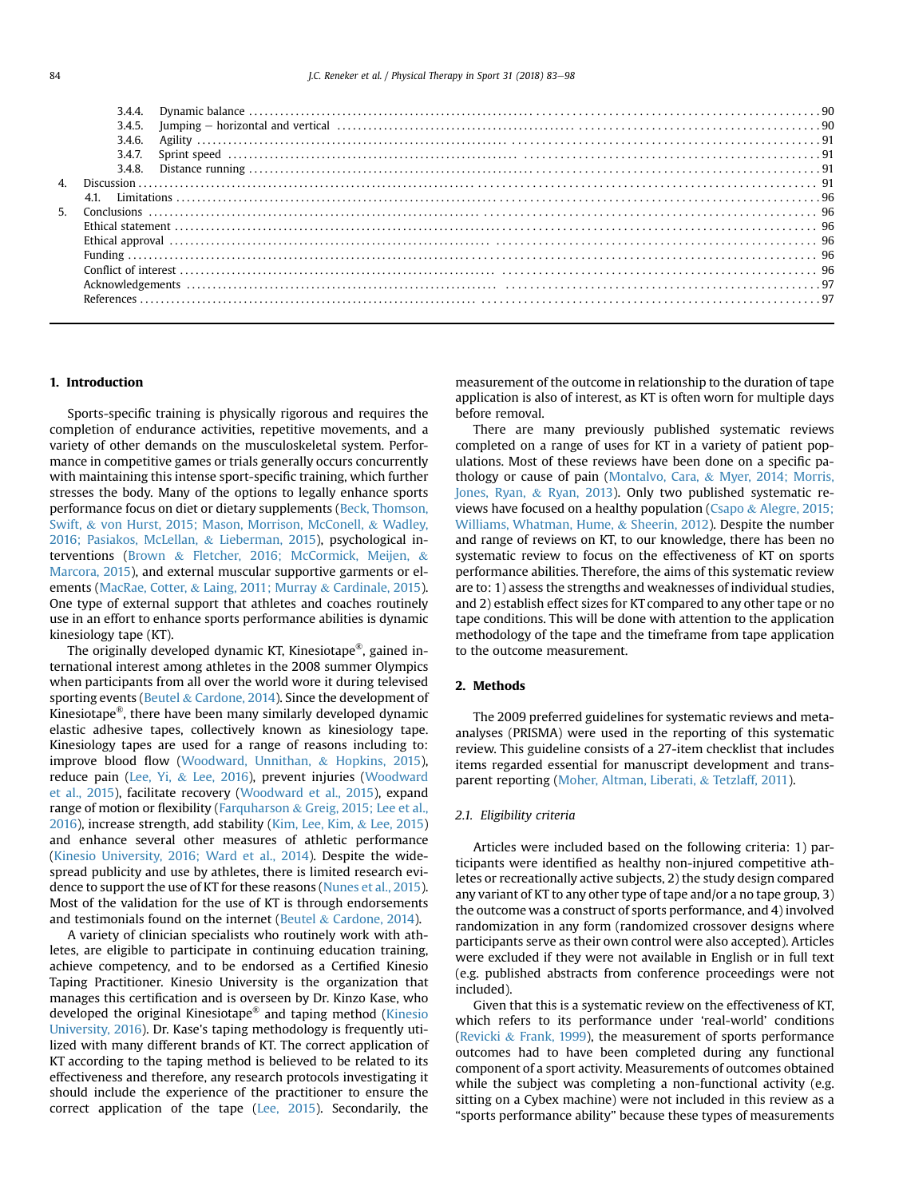3.4.4. Dynamic balance ... 90
3.4.5. Jumping – horizontal and vertical ... 90
3.4.6. Agility ... 91
3.4.7. Sprint speed ... 91
3.4.8. Distance running ... 91
4. Discussion ... 91
4.1. Limitations ... 96
5. Conclusions ... 96
Ethical statement ... 96
Ethical approval ... 96
Funding ... 96
Conflict of interest ... 96
Acknowledgements ... 97
References ... 97

## 1. Introduction

Sports-specific training is physically rigorous and requires the completion of endurance activities, repetitive movements, and a variety of other demands on the musculoskeletal system. Performance in competitive games or trials generally occurs concurrently with maintaining this intense sport-specific training, which further stresses the body. Many of the options to legally enhance sports performance focus on diet or dietary supplements (Beck, Thomson, Swift, & von Hurst, 2015; Mason, Morrison, McConell, & Wadley, 2016; Pasiakos, McLellan, & Lieberman, 2015), psychological interventions (Brown & Fletcher, 2016; McCormick, Meijen, & Marcora, 2015), and external muscular supportive garments or elements (MacRae, Cotter, & Laing, 2011; Murray & Cardinale, 2015). One type of external support that athletes and coaches routinely use in an effort to enhance sports performance abilities is dynamic kinesiology tape (KT).

The originally developed dynamic KT, Kinesiotape®, gained international interest among athletes in the 2008 summer Olympics when participants from all over the world wore it during televised sporting events (Beutel & Cardone, 2014). Since the development of Kinesiotape®, there have been many similarly developed dynamic elastic adhesive tapes, collectively known as kinesiology tape. Kinesiology tapes are used for a range of reasons including to: improve blood flow (Woodward, Unnithan, & Hopkins, 2015), reduce pain (Lee, Yi, & Lee, 2016), prevent injuries (Woodward et al., 2015), facilitate recovery (Woodward et al., 2015), expand range of motion or flexibility (Farquharson & Greig, 2015; Lee et al., 2016), increase strength, add stability (Kim, Lee, Kim, & Lee, 2015) and enhance several other measures of athletic performance (Kinesio University, 2016; Ward et al., 2014). Despite the widespread publicity and use by athletes, there is limited research evidence to support the use of KT for these reasons (Nunes et al., 2015). Most of the validation for the use of KT is through endorsements and testimonials found on the internet (Beutel & Cardone, 2014).

A variety of clinician specialists who routinely work with athletes, are eligible to participate in continuing education training, achieve competency, and to be endorsed as a Certified Kinesio Taping Practitioner. Kinesio University is the organization that manages this certification and is overseen by Dr. Kinzo Kase, who developed the original Kinesiotape® and taping method (Kinesio University, 2016). Dr. Kase's taping methodology is frequently utilized with many different brands of KT. The correct application of KT according to the taping method is believed to be related to its effectiveness and therefore, any research protocols investigating it should include the experience of the practitioner to ensure the correct application of the tape (Lee, 2015). Secondarily, the measurement of the outcome in relationship to the duration of tape application is also of interest, as KT is often worn for multiple days before removal.

There are many previously published systematic reviews completed on a range of uses for KT in a variety of patient populations. Most of these reviews have been done on a specific pathology or cause of pain (Montalvo, Cara, & Myer, 2014; Morris, Jones, Ryan, & Ryan, 2013). Only two published systematic reviews have focused on a healthy population (Csapo & Alegre, 2015; Williams, Whatman, Hume, & Sheerin, 2012). Despite the number and range of reviews on KT, to our knowledge, there has been no systematic review to focus on the effectiveness of KT on sports performance abilities. Therefore, the aims of this systematic review are to: 1) assess the strengths and weaknesses of individual studies, and 2) establish effect sizes for KT compared to any other tape or no tape conditions. This will be done with attention to the application methodology of the tape and the timeframe from tape application to the outcome measurement.

## 2. Methods

The 2009 preferred guidelines for systematic reviews and meta-analyses (PRISMA) were used in the reporting of this systematic review. This guideline consists of a 27-item checklist that includes items regarded essential for manuscript development and transparent reporting (Moher, Altman, Liberati, & Tetzlaff, 2011).

### 2.1. Eligibility criteria

Articles were included based on the following criteria: 1) participants were identified as healthy non-injured competitive athletes or recreationally active subjects, 2) the study design compared any variant of KT to any other type of tape and/or a no tape group, 3) the outcome was a construct of sports performance, and 4) involved randomization in any form (randomized crossover designs where participants serve as their own control were also accepted). Articles were excluded if they were not available in English or in full text (e.g. published abstracts from conference proceedings were not included).

Given that this is a systematic review on the effectiveness of KT, which refers to its performance under 'real-world' conditions (Revicki & Frank, 1999), the measurement of sports performance outcomes had to have been completed during any functional component of a sport activity. Measurements of outcomes obtained while the subject was completing a non-functional activity (e.g. sitting on a Cybex machine) were not included in this review as a "sports performance ability" because these types of measurements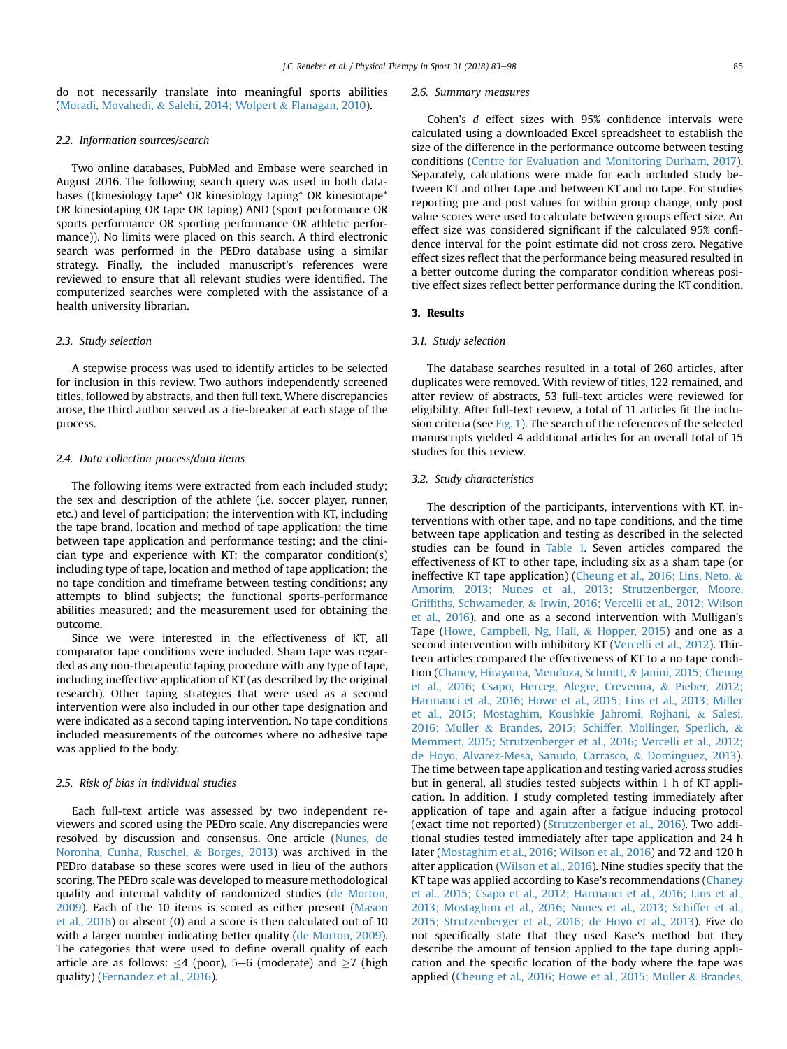do not necessarily translate into meaningful sports abilities (Moradi, Movahedi, & Salehi, 2014; Wolpert & Flanagan, 2010).

### 2.2. Information sources/search

Two online databases, PubMed and Embase were searched in August 2016. The following search query was used in both databases ((kinesiology tape* OR kinesiology taping* OR kinesiotape* OR kinesiotaping OR tape OR taping) AND (sport performance OR sports performance OR sporting performance OR athletic performance)). No limits were placed on this search. A third electronic search was performed in the PEDro database using a similar strategy. Finally, the included manuscript's references were reviewed to ensure that all relevant studies were identified. The computerized searches were completed with the assistance of a health university librarian.

### 2.3. Study selection

A stepwise process was used to identify articles to be selected for inclusion in this review. Two authors independently screened titles, followed by abstracts, and then full text. Where discrepancies arose, the third author served as a tie-breaker at each stage of the process.

### 2.4. Data collection process/data items

The following items were extracted from each included study; the sex and description of the athlete (i.e. soccer player, runner, etc.) and level of participation; the intervention with KT, including the tape brand, location and method of tape application; the time between tape application and performance testing; and the clinician type and experience with KT; the comparator condition(s) including type of tape, location and method of tape application; the no tape condition and timeframe between testing conditions; any attempts to blind subjects; the functional sports-performance abilities measured; and the measurement used for obtaining the outcome.

Since we were interested in the effectiveness of KT, all comparator tape conditions were included. Sham tape was regarded as any non-therapeutic taping procedure with any type of tape, including ineffective application of KT (as described by the original research). Other taping strategies that were used as a second intervention were also included in our other tape designation and were indicated as a second taping intervention. No tape conditions included measurements of the outcomes where no adhesive tape was applied to the body.

### 2.5. Risk of bias in individual studies

Each full-text article was assessed by two independent reviewers and scored using the PEDro scale. Any discrepancies were resolved by discussion and consensus. One article (Nunes, de Noronha, Cunha, Ruschel, & Borges, 2013) was archived in the PEDro database so these scores were used in lieu of the authors scoring. The PEDro scale was developed to measure methodological quality and internal validity of randomized studies (de Morton, 2009). Each of the 10 items is scored as either present (Mason et al., 2016) or absent (0) and a score is then calculated out of 10 with a larger number indicating better quality (de Morton, 2009). The categories that were used to define overall quality of each article are as follows: $\leq 4$ (poor), 5–6 (moderate) and $\geq 7$ (high quality) (Fernandez et al., 2016).

### 2.6. Summary measures

Cohen's $d$ effect sizes with 95% confidence intervals were calculated using a downloaded Excel spreadsheet to establish the size of the difference in the performance outcome between testing conditions (Centre for Evaluation and Monitoring Durham, 2017). Separately, calculations were made for each included study between KT and other tape and between KT and no tape. For studies reporting pre and post values for within group change, only post value scores were used to calculate between groups effect size. An effect size was considered significant if the calculated 95% confidence interval for the point estimate did not cross zero. Negative effect sizes reflect that the performance being measured resulted in a better outcome during the comparator condition whereas positive effect sizes reflect better performance during the KT condition.

## 3. Results

### 3.1. Study selection

The database searches resulted in a total of 260 articles, after duplicates were removed. With review of titles, 122 remained, and after review of abstracts, 53 full-text articles were reviewed for eligibility. After full-text review, a total of 11 articles fit the inclusion criteria (see Fig. 1). The search of the references of the selected manuscripts yielded 4 additional articles for an overall total of 15 studies for this review.

### 3.2. Study characteristics

The description of the participants, interventions with KT, interventions with other tape, and no tape conditions, and the time between tape application and testing as described in the selected studies can be found in Table 1. Seven articles compared the effectiveness of KT to other tape, including six as a sham tape (or ineffective KT tape application) (Cheung et al., 2016; Lins, Neto, & Amorim, 2013; Nunes et al., 2013; Strutzenberger, Moore, Griffiths, Schwameder, & Irwin, 2016; Vercelli et al., 2012; Wilson et al., 2016), and one as a second intervention with Mulligan's Tape (Howe, Campbell, Ng, Hall, & Hopper, 2015) and one as a second intervention with inhibitory KT (Vercelli et al., 2012). Thirteen articles compared the effectiveness of KT to a no tape condition (Chaney, Hirayama, Mendoza, Schmitt, & Janini, 2015; Cheung et al., 2016; Csapo, Herceg, Alegre, Crevenna, & Pieber, 2012; Harmanci et al., 2016; Howe et al., 2015; Lins et al., 2013; Miller et al., 2015; Mostaghim, Koushkie Jahromi, Rojhani, & Salesi, 2016; Muller & Brandes, 2015; Schiffer, Mollinger, Sperlich, & Memmert, 2015; Strutzenberger et al., 2016; Vercelli et al., 2012; de Hoyo, Alvarez-Mesa, Sanudo, Carrasco, & Dominguez, 2013). The time between tape application and testing varied across studies but in general, all studies tested subjects within 1 h of KT application. In addition, 1 study completed testing immediately after application of tape and again after a fatigue inducing protocol (exact time not reported) (Strutzenberger et al., 2016). Two additional studies tested immediately after tape application and 24 h later (Mostaghim et al., 2016; Wilson et al., 2016) and 72 and 120 h after application (Wilson et al., 2016). Nine studies specify that the KT tape was applied according to Kase's recommendations (Chaney et al., 2015; Csapo et al., 2012; Harmanci et al., 2016; Lins et al., 2013; Mostaghim et al., 2016; Nunes et al., 2013; Schiffer et al., 2015; Strutzenberger et al., 2016; de Hoyo et al., 2013). Five do not specifically state that they used Kase's method but they describe the amount of tension applied to the tape during application and the specific location of the body where the tape was applied (Cheung et al., 2016; Howe et al., 2015; Muller & Brandes,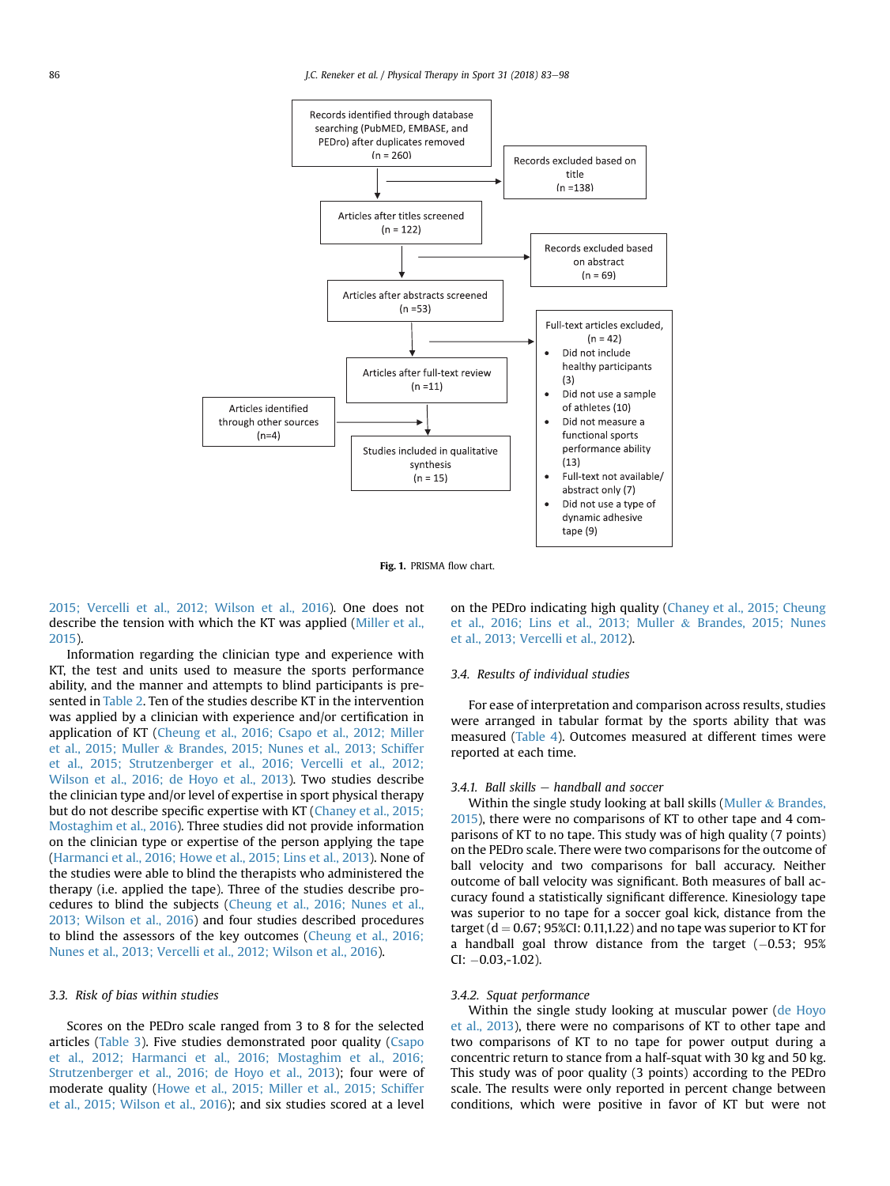Records identified through database searching (PubMED, EMBASE, and PEDro) after duplicates removed (n = 260)

Records excluded based on title (n =138)

Articles after titles screened (n = 122)

Records excluded based on abstract (n = 69)

Articles after abstracts screened (n =53)

Full-text articles excluded, (n = 42)

- Did not include healthy participants (3)
- Did not use a sample of athletes (10)
- Did not measure a functional sports performance ability (13)
- Full-text not available/ abstract only (7)
- Did not use a type of dynamic adhesive tape (9)

Articles after full-text review (n =11)

Articles identified through other sources (n=4)

Studies included in qualitative synthesis (n = 15)

**Fig. 1.** PRISMA flow chart.

2015; Vercelli et al., 2012; Wilson et al., 2016). One does not describe the tension with which the KT was applied (Miller et al., 2015).

Information regarding the clinician type and experience with KT, the test and units used to measure the sports performance ability, and the manner and attempts to blind participants is presented in Table 2. Ten of the studies describe KT in the intervention was applied by a clinician with experience and/or certification in application of KT (Cheung et al., 2016; Csapo et al., 2012; Miller et al., 2015; Muller & Brandes, 2015; Nunes et al., 2013; Schiffer et al., 2015; Strutzenberger et al., 2016; Vercelli et al., 2012; Wilson et al., 2016; de Hoyo et al., 2013). Two studies describe the clinician type and/or level of expertise in sport physical therapy but do not describe specific expertise with KT (Chaney et al., 2015; Mostaghim et al., 2016). Three studies did not provide information on the clinician type or expertise of the person applying the tape (Harmanci et al., 2016; Howe et al., 2015; Lins et al., 2013). None of the studies were able to blind the therapists who administered the therapy (i.e. applied the tape). Three of the studies describe procedures to blind the subjects (Cheung et al., 2016; Nunes et al., 2013; Wilson et al., 2016) and four studies described procedures to blind the assessors of the key outcomes (Cheung et al., 2016; Nunes et al., 2013; Vercelli et al., 2012; Wilson et al., 2016).

### 3.3. Risk of bias within studies

Scores on the PEDro scale ranged from 3 to 8 for the selected articles (Table 3). Five studies demonstrated poor quality (Csapo et al., 2012; Harmanci et al., 2016; Mostaghim et al., 2016; Strutzenberger et al., 2016; de Hoyo et al., 2013); four were of moderate quality (Howe et al., 2015; Miller et al., 2015; Schiffer et al., 2015; Wilson et al., 2016); and six studies scored at a level on the PEDro indicating high quality (Chaney et al., 2015; Cheung et al., 2016; Lins et al., 2013; Muller & Brandes, 2015; Nunes et al., 2013; Vercelli et al., 2012).

### 3.4. Results of individual studies

For ease of interpretation and comparison across results, studies were arranged in tabular format by the sports ability that was measured (Table 4). Outcomes measured at different times were reported at each time.

#### 3.4.1. Ball skills − handball and soccer

Within the single study looking at ball skills (Muller & Brandes, 2015), there were no comparisons of KT to other tape and 4 comparisons of KT to no tape. This study was of high quality (7 points) on the PEDro scale. There were two comparisons for the outcome of ball velocity and two comparisons for ball accuracy. Neither outcome of ball velocity was significant. Both measures of ball accuracy found a statistically significant difference. Kinesiology tape was superior to no tape for a soccer goal kick, distance from the target ($d = 0.67$; 95%CI: 0.11,1.22) and no tape was superior to KT for a handball goal throw distance from the target (−0.53; 95% CI: −0.03,-1.02).

#### 3.4.2. Squat performance

Within the single study looking at muscular power (de Hoyo et al., 2013), there were no comparisons of KT to other tape and two comparisons of KT to no tape for power output during a concentric return to stance from a half-squat with 30 kg and 50 kg. This study was of poor quality (3 points) according to the PEDro scale. The results were only reported in percent change between conditions, which were positive in favor of KT but were not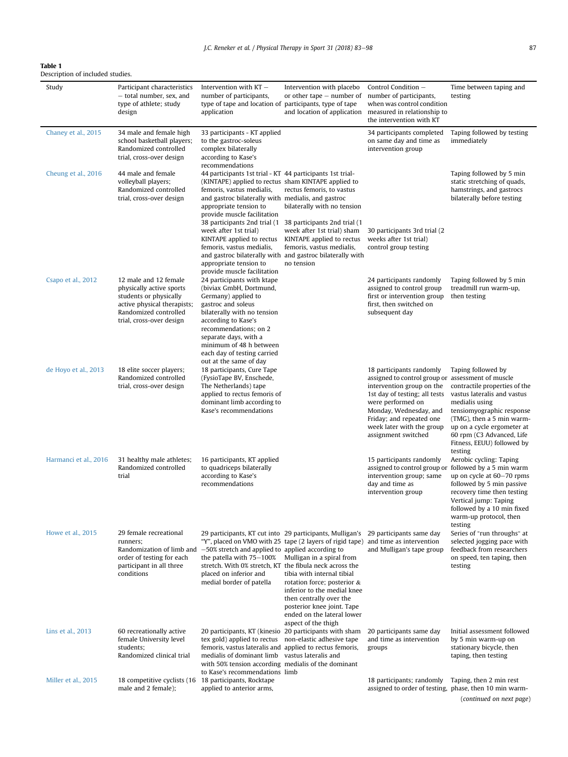**Table 1**
Description of included studies.

| Study | Participant characteristics – total number, sex, and type of athlete; study design | Intervention with KT – number of participants, type of tape and location of application | Intervention with placebo or other tape – number of participants, type of tape and location of application | Control Condition – number of participants, when was control condition measured in relationship to the intervention with KT | Time between taping and testing |
|---|---|---|---|---|---|
| Chaney et al., 2015 | 34 male and female high school basketball players; Randomized controlled trial, cross-over design | 33 participants - KT applied to the gastroc-soleus complex bilaterally according to Kase's recommendations | | 34 participants completed on same day and time as intervention group | Taping followed by testing immediately |
| Cheung et al., 2016 | 44 male and female volleyball players; Randomized controlled trial, cross-over design | 44 participants 1st trial - KT (KINTAPE) applied to rectus femoris, vastus medialis, and gastroc bilaterally with appropriate tension to provide muscle facilitation<br>38 participants 2nd trial (1 week after 1st trial) KINTAPE applied to rectus femoris, vastus medialis, and gastroc bilaterally with appropriate tension to provide muscle facilitation | 44 participants 1st trial- sham KINTAPE applied to rectus femoris, to vastus medialis, and gastroc bilaterally with no tension<br>38 participants 2nd trial (1 week after 1st trial) sham KINTAPE applied to rectus femoris, vastus medialis, and gastroc bilaterally with no tension | 30 participants 3rd trial (2 weeks after 1st trial) control group testing | Taping followed by 5 min static stretching of quads, hamstrings, and gastrocs bilaterally before testing |
| Csapo et al., 2012 | 12 male and 12 female physically active sports students or physically active physical therapists; Randomized controlled trial, cross-over design | 24 participants with ktape (biviax GmbH, Dortmund, Germany) applied to gastroc and soleus bilaterally with no tension according to Kase's recommendations; on 2 separate days, with a minimum of 48 h between each day of testing carried out at the same of day | | 24 participants randomly assigned to control group first or intervention group first, then switched on subsequent day | Taping followed by 5 min treadmill run warm-up, then testing |
| de Hoyo et al., 2013 | 18 elite soccer players; Randomized controlled trial, cross-over design | 18 participants, Cure Tape (FysioTape BV, Enschede, The Netherlands) tape applied to rectus femoris of dominant limb according to Kase's recommendations | | 18 participants randomly assigned to control group or intervention group on the 1st day of testing; all tests were performed on Monday, Wednesday, and Friday; and repeated one week later with the group assignment switched | Taping followed by assessment of muscle contractile properties of the vastus lateralis and vastus medialis using tensiomyographic response (TMG), then a 5 min warm-up on a cycle ergometer at 60 rpm (C3 Advanced, Life Fitness, EEUU) followed by testing |
| Harmanci et al., 2016 | 31 healthy male athletes; Randomized controlled trial | 16 participants, KT applied to quadriceps bilaterally according to Kase's recommendations | | 15 participants randomly assigned to control group or intervention group; same day and time as intervention group | Aerobic cycling: Taping followed by a 5 min warm up on cycle at 60–70 rpms followed by 5 min passive recovery time then testing<br>Vertical jump: Taping followed by a 10 min fixed warm-up protocol, then testing |
| Howe et al., 2015 | 29 female recreational runners; Randomization of limb and order of testing for each participant in all three conditions | 29 participants, KT cut into "Y", placed on VMO with 25–50% stretch and applied to the patella with 75–100% stretch. With 0% stretch, KT placed on inferior and medial border of patella | 29 participants, Mulligan's tape (2 layers of rigid tape) applied according to Mulligan in a spiral from the fibula neck across the tibia with internal tibial rotation force; posterior & inferior to the medial knee then centrally over the posterior knee joint. Tape ended on the lateral lower aspect of the thigh | 29 participants same day and time as intervention and Mulligan's tape group | Series of "run throughs" at selected jogging pace with feedback from researchers on speed, ten taping, then testing |
| Lins et al., 2013 | 60 recreationally active female University level students; Randomized clinical trial | 20 participants, KT (kinesio tex gold) applied to rectus femoris, vastus lateralis and medialis of dominant limb with 50% tension according to Kase's recommendations | 20 participants with sham non-elastic adhesive tape applied to rectus femoris, vastus lateralis and medialis of the dominant limb | 20 participants same day and time as intervention groups | Initial assessment followed by 5 min warm-up on stationary bicycle, then taping, then testing |
| Miller et al., 2015 | 18 competitive cyclists (16 male and 2 female); | 18 participants, Rocktape applied to anterior arms, | | 18 participants; randomly assigned to order of testing, | Taping, then 2 min rest phase, then 10 min warm- |

(*continued on next page*)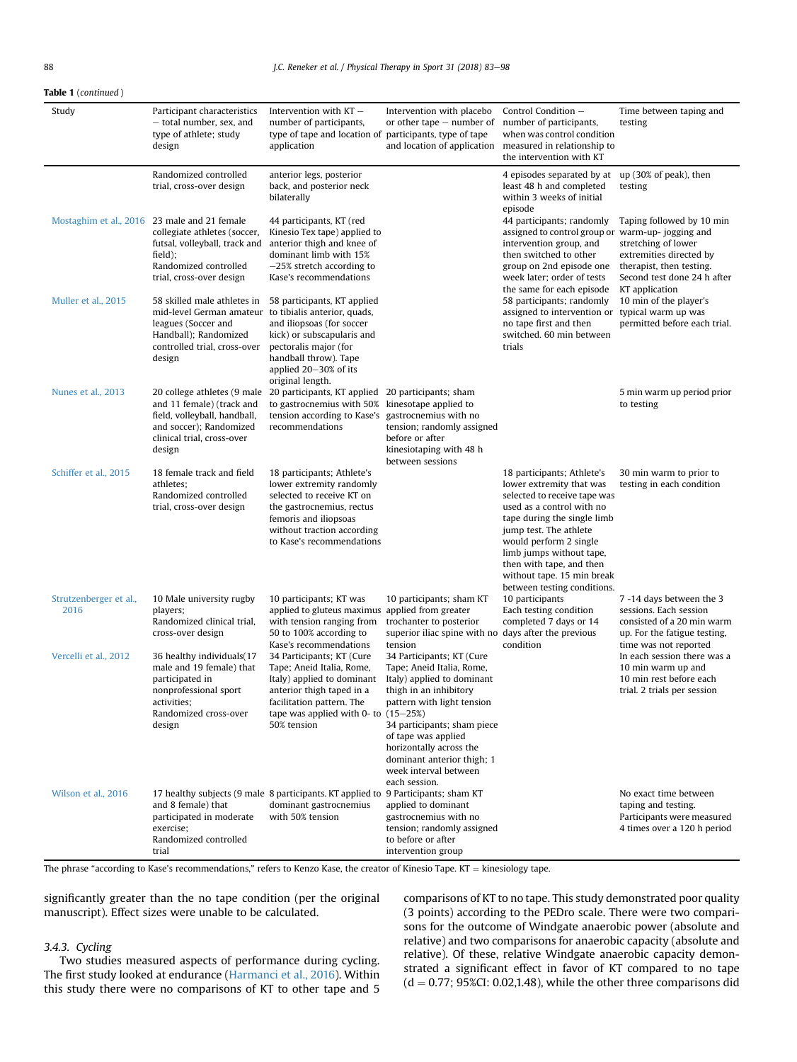**Table 1** (*continued*)

| Study | Participant characteristics – total number, sex, and type of athlete; study design | Intervention with KT – number of participants, type of tape and location of application | Intervention with placebo or other tape – number of participants, type of tape and location of application | Control Condition – number of participants, when was control condition measured in relationship to the intervention with KT | Time between taping and testing |
|---|---|---|---|---|---|
| | Randomized controlled trial, cross-over design | anterior legs, posterior back, and posterior neck bilaterally | | 4 episodes separated by at least 48 h and completed within 3 weeks of initial episode | up (30% of peak), then testing |
| Mostaghim et al., 2016 | 23 male and 21 female collegiate athletes (soccer, futsal, volleyball, track and field); Randomized controlled trial, cross-over design | 44 participants, KT (red Kinesio Tex tape) applied to anterior thigh and knee of dominant limb with 15% –25% stretch according to Kase's recommendations | | 44 participants; randomly assigned to control group or intervention group, and then switched to other group on 2nd episode one week later; order of tests the same for each episode | Taping followed by 10 min warm-up- jogging and stretching of lower extremities directed by therapist, then testing. Second test done 24 h after KT application |
| Muller et al., 2015 | 58 skilled male athletes in mid-level German amateur leagues (Soccer and Handball); Randomized controlled trial, cross-over design | 58 participants, KT applied to tibialis anterior, quads, and iliopsoas (for soccer kick) or subscapularis and pectoralis major (for handball throw). Tape applied 20–30% of its original length. | | 58 participants; randomly assigned to intervention or no tape first and then switched. 60 min between trials | 10 min of the player's typical warm up was permitted before each trial. |
| Nunes et al., 2013 | 20 college athletes (9 male and 11 female) (track and field, volleyball, handball, and soccer); Randomized clinical trial, cross-over design | 20 participants, KT applied to gastrocnemius with 50% tension according to Kase's recommendations | 20 participants; sham kinesotape applied to gastrocnemius with no tension; randomly assigned before or after kinesiotaping with 48 h between sessions | | 5 min warm up period prior to testing |
| Schiffer et al., 2015 | 18 female track and field athletes; Randomized controlled trial, cross-over design | 18 participants; Athlete's lower extremity randomly selected to receive KT on the gastrocnemius, rectus femoris and iliopsoas without traction according to Kase's recommendations | | 18 participants; Athlete's lower extremity that was selected to receive tape was used as a control with no tape during the single limb jump test. The athlete would perform 2 single limb jumps without tape, then with tape, and then without tape. 15 min break between testing conditions. | 30 min warm to prior to testing in each condition |
| Strutzenberger et al., 2016 | 10 Male university rugby players; Randomized clinical trial, cross-over design | 10 participants; KT was applied to gluteus maximus with tension ranging from 50 to 100% according to Kase's recommendations | 10 participants; sham KT applied from greater trochanter to posterior superior iliac spine with no tension | 10 participants Each testing condition completed 7 days or 14 days after the previous condition | 7 -14 days between the 3 sessions. Each session consisted of a 20 min warm up. For the fatigue testing, time was not reported |
| Vercelli et al., 2012 | 36 healthy individuals(17 male and 19 female) that participated in nonprofessional sport activities; Randomized cross-over design | 34 Participants; KT (Cure Tape; Aneid Italia, Rome, Italy) applied to dominant anterior thigh taped in a facilitation pattern. The tape was applied with 0- to 50% tension | 34 Participants; KT (Cure Tape; Aneid Italia, Rome, Italy) applied to dominant thigh in an inhibitory pattern with light tension (15–25%) 34 participants; sham piece of tape was applied horizontally across the dominant anterior thigh; 1 week interval between each session. | | In each session there was a 10 min warm up and 10 min rest before each trial. 2 trials per session |
| Wilson et al., 2016 | 17 healthy subjects (9 male and 8 female) that participated in moderate exercise; Randomized controlled trial | 8 participants. KT applied to dominant gastrocnemius with 50% tension | 9 Participants; sham KT applied to dominant gastrocnemius with no tension; randomly assigned to before or after intervention group | | No exact time between taping and testing. Participants were measured 4 times over a 120 h period |

The phrase "according to Kase's recommendations," refers to Kenzo Kase, the creator of Kinesio Tape. KT = kinesiology tape.

significantly greater than the no tape condition (per the original manuscript). Effect sizes were unable to be calculated.

### 3.4.3. Cycling

Two studies measured aspects of performance during cycling. The first study looked at endurance (Harmanci et al., 2016). Within this study there were no comparisons of KT to other tape and 5 comparisons of KT to no tape. This study demonstrated poor quality (3 points) according to the PEDro scale. There were two comparisons for the outcome of Windgate anaerobic power (absolute and relative) and two comparisons for anaerobic capacity (absolute and relative). Of these, relative Windgate anaerobic capacity demonstrated a significant effect in favor of KT compared to no tape ($d = 0.77$; 95%CI: 0.02,1.48), while the other three comparisons did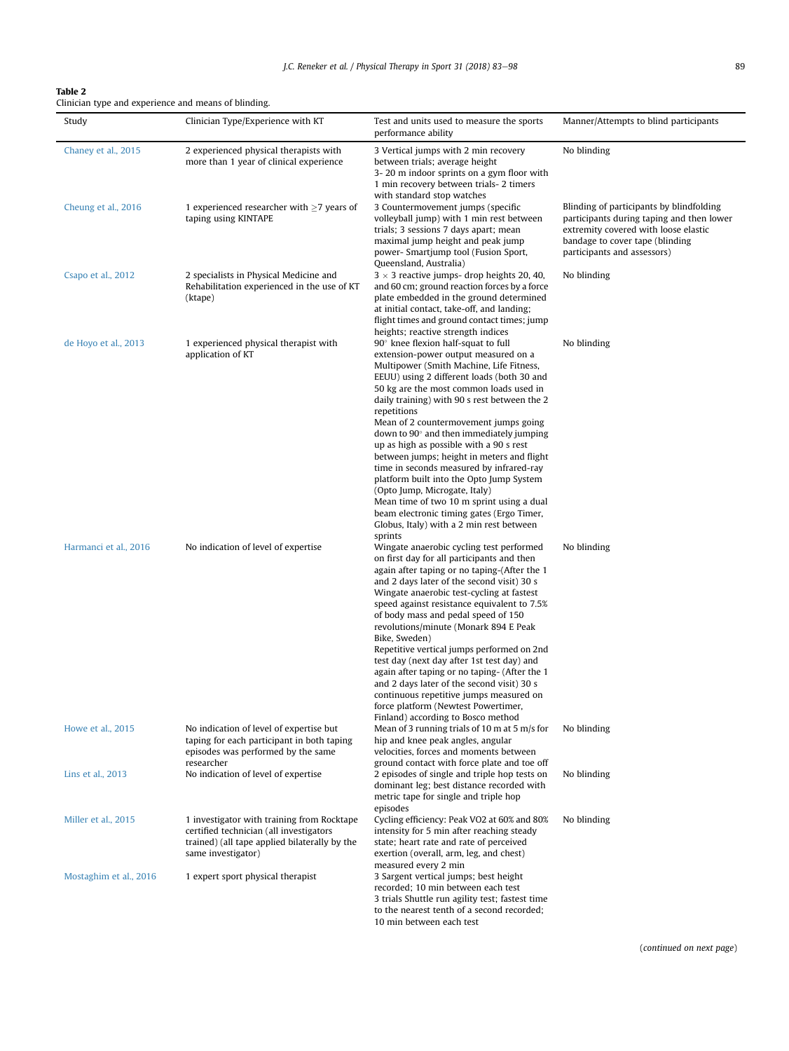**Table 2**
Clinician type and experience and means of blinding.

| Study | Clinician Type/Experience with KT | Test and units used to measure the sports performance ability | Manner/Attempts to blind participants |
|---|---|---|---|
| Chaney et al., 2015 | 2 experienced physical therapists with more than 1 year of clinical experience | 3 Vertical jumps with 2 min recovery between trials; average height<br>3- 20 m indoor sprints on a gym floor with 1 min recovery between trials- 2 timers with standard stop watches | No blinding |
| Cheung et al., 2016 | 1 experienced researcher with ≥7 years of taping using KINTAPE | 3 Countermovement jumps (specific volleyball jump) with 1 min rest between trials; 3 sessions 7 days apart; mean maximal jump height and peak jump power- Smartjump tool (Fusion Sport, Queensland, Australia) | Blinding of participants by blindfolding participants during taping and then lower extremity covered with loose elastic bandage to cover tape (blinding participants and assessors) |
| Csapo et al., 2012 | 2 specialists in Physical Medicine and Rehabilitation experienced in the use of KT (ktape) | 3 × 3 reactive jumps- drop heights 20, 40, and 60 cm; ground reaction forces by a force plate embedded in the ground determined at initial contact, take-off, and landing; flight times and ground contact times; jump heights; reactive strength indices | No blinding |
| de Hoyo et al., 2013 | 1 experienced physical therapist with application of KT | 90° knee flexion half-squat to full extension-power output measured on a Multipower (Smith Machine, Life Fitness, EEUU) using 2 different loads (both 30 and 50 kg are the most common loads used in daily training) with 90 s rest between the 2 repetitions<br>Mean of 2 countermovement jumps going down to 90° and then immediately jumping up as high as possible with a 90 s rest between jumps; height in meters and flight time in seconds measured by infrared-ray platform built into the Opto Jump System (Opto Jump, Microgate, Italy)<br>Mean time of two 10 m sprint using a dual beam electronic timing gates (Ergo Timer, Globus, Italy) with a 2 min rest between sprints | No blinding |
| Harmanci et al., 2016 | No indication of level of expertise | Wingate anaerobic cycling test performed on first day for all participants and then again after taping or no taping-(After the 1 and 2 days later of the second visit) 30 s Wingate anaerobic test-cycling at fastest speed against resistance equivalent to 7.5% of body mass and pedal speed of 150 revolutions/minute (Monark 894 E Peak Bike, Sweden)<br>Repetitive vertical jumps performed on 2nd test day (next day after 1st test day) and again after taping or no taping- (After the 1 and 2 days later of the second visit) 30 s continuous repetitive jumps measured on force platform (Newtest Powertimer, Finland) according to Bosco method | No blinding |
| Howe et al., 2015 | No indication of level of expertise but taping for each participant in both taping episodes was performed by the same researcher | Mean of 3 running trials of 10 m at 5 m/s for hip and knee peak angles, angular velocities, forces and moments between ground contact with force plate and toe off | No blinding |
| Lins et al., 2013 | No indication of level of expertise | 2 episodes of single and triple hop tests on dominant leg; best distance recorded with metric tape for single and triple hop episodes | No blinding |
| Miller et al., 2015 | 1 investigator with training from Rocktape certified technician (all investigators trained) (all tape applied bilaterally by the same investigator) | Cycling efficiency: Peak VO2 at 60% and 80% intensity for 5 min after reaching steady state; heart rate and rate of perceived exertion (overall, arm, leg, and chest) measured every 2 min | No blinding |
| Mostaghim et al., 2016 | 1 expert sport physical therapist | 3 Sargent vertical jumps; best height recorded; 10 min between each test<br>3 trials Shuttle run agility test; fastest time to the nearest tenth of a second recorded; 10 min between each test | |

(*continued on next page*)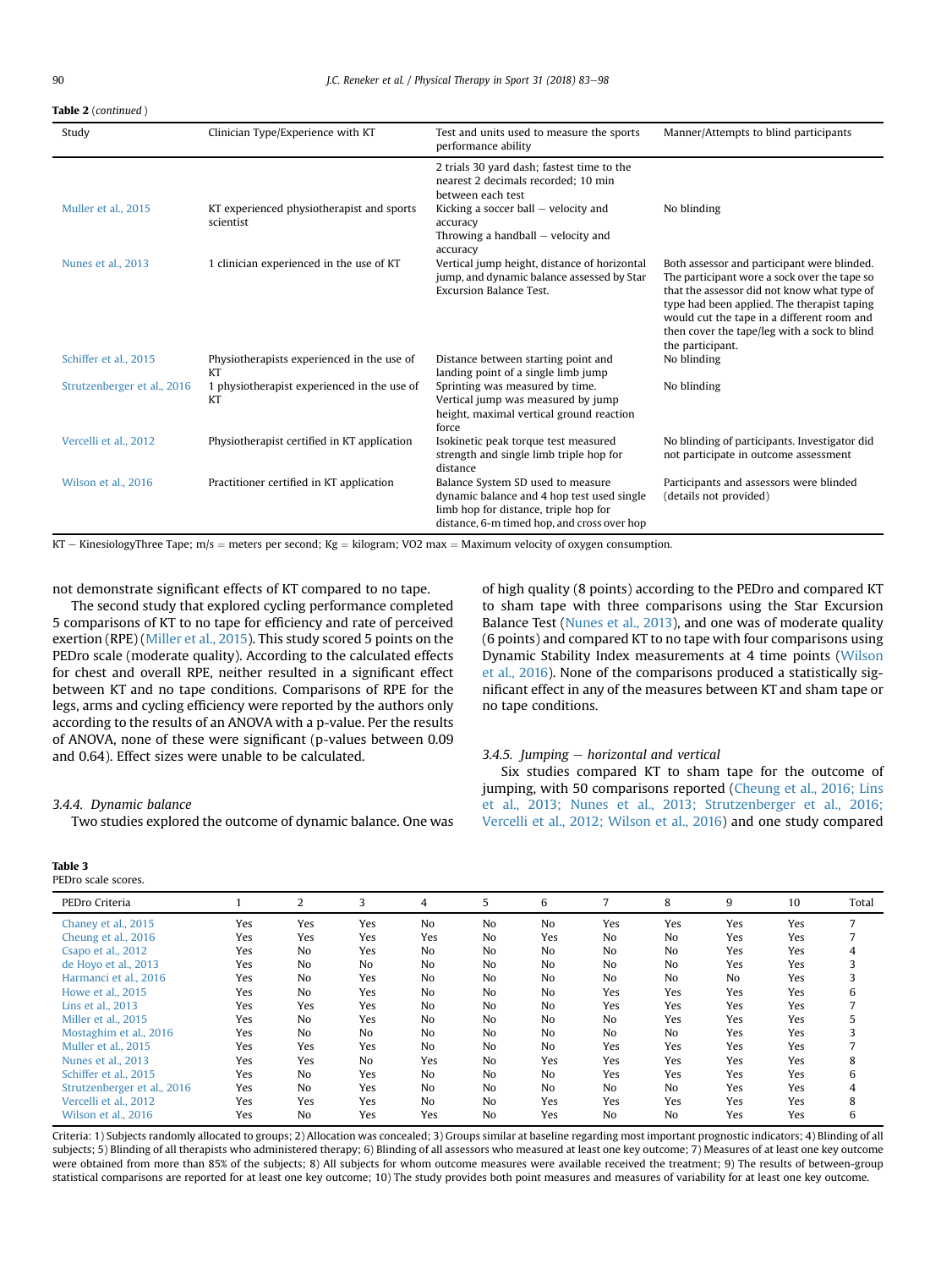**Table 2** (*continued*)

| Study | Clinician Type/Experience with KT | Test and units used to measure the sports performance ability | Manner/Attempts to blind participants |
|---|---|---|---|
| | | 2 trials 30 yard dash; fastest time to the nearest 2 decimals recorded; 10 min between each test | |
| Muller et al., 2015 | KT experienced physiotherapist and sports scientist | Kicking a soccer ball – velocity and accuracy<br>Throwing a handball – velocity and accuracy | No blinding |
| Nunes et al., 2013 | 1 clinician experienced in the use of KT | Vertical jump height, distance of horizontal jump, and dynamic balance assessed by Star Excursion Balance Test. | Both assessor and participant were blinded. The participant wore a sock over the tape so that the assessor did not know what type of type had been applied. The therapist taping would cut the tape in a different room and then cover the tape/leg with a sock to blind the participant. |
| Schiffer et al., 2015 | Physiotherapists experienced in the use of KT | Distance between starting point and landing point of a single limb jump | No blinding |
| Strutzenberger et al., 2016 | 1 physiotherapist experienced in the use of KT | Sprinting was measured by time.<br>Vertical jump was measured by jump height, maximal vertical ground reaction force | No blinding |
| Vercelli et al., 2012 | Physiotherapist certified in KT application | Isokinetic peak torque test measured strength and single limb triple hop for distance | No blinding of participants. Investigator did not participate in outcome assessment |
| Wilson et al., 2016 | Practitioner certified in KT application | Balance System SD used to measure dynamic balance and 4 hop test used single limb hop for distance, triple hop for distance, 6-m timed hop, and cross over hop | Participants and assessors were blinded (details not provided) |

KT – KinesiologyThree Tape; m/s = meters per second; Kg = kilogram; VO2 max = Maximum velocity of oxygen consumption.

not demonstrate significant effects of KT compared to no tape.

The second study that explored cycling performance completed 5 comparisons of KT to no tape for efficiency and rate of perceived exertion (RPE) (Miller et al., 2015). This study scored 5 points on the PEDro scale (moderate quality). According to the calculated effects for chest and overall RPE, neither resulted in a significant effect between KT and no tape conditions. Comparisons of RPE for the legs, arms and cycling efficiency were reported by the authors only according to the results of an ANOVA with a p-value. Per the results of ANOVA, none of these were significant (p-values between 0.09 and 0.64). Effect sizes were unable to be calculated.

#### 3.4.4. Dynamic balance

Two studies explored the outcome of dynamic balance. One was of high quality (8 points) according to the PEDro and compared KT to sham tape with three comparisons using the Star Excursion Balance Test (Nunes et al., 2013), and one was of moderate quality (6 points) and compared KT to no tape with four comparisons using Dynamic Stability Index measurements at 4 time points (Wilson et al., 2016). None of the comparisons produced a statistically significant effect in any of the measures between KT and sham tape or no tape conditions.

#### 3.4.5. Jumping – horizontal and vertical

Six studies compared KT to sham tape for the outcome of jumping, with 50 comparisons reported (Cheung et al., 2016; Lins et al., 2013; Nunes et al., 2013; Strutzenberger et al., 2016; Vercelli et al., 2012; Wilson et al., 2016) and one study compared

**Table 3**
PEDro scale scores.

| PEDro Criteria | 1 | 2 | 3 | 4 | 5 | 6 | 7 | 8 | 9 | 10 | Total |
|---|---|---|---|---|---|---|---|---|---|---|---|
| Chaney et al., 2015 | Yes | Yes | Yes | No | No | No | Yes | Yes | Yes | Yes | 7 |
| Cheung et al., 2016 | Yes | Yes | Yes | Yes | No | Yes | No | No | Yes | Yes | 7 |
| Csapo et al., 2012 | Yes | No | Yes | No | No | No | No | No | Yes | Yes | 4 |
| de Hoyo et al., 2013 | Yes | No | No | No | No | No | No | No | Yes | Yes | 3 |
| Harmanci et al., 2016 | Yes | No | Yes | No | No | No | No | No | No | Yes | 3 |
| Howe et al., 2015 | Yes | No | Yes | No | No | No | Yes | Yes | Yes | Yes | 6 |
| Lins et al., 2013 | Yes | Yes | Yes | No | No | No | Yes | Yes | Yes | Yes | 7 |
| Miller et al., 2015 | Yes | No | Yes | No | No | No | No | Yes | Yes | Yes | 5 |
| Mostaghim et al., 2016 | Yes | No | No | No | No | No | No | No | Yes | Yes | 3 |
| Muller et al., 2015 | Yes | Yes | Yes | No | No | No | Yes | Yes | Yes | Yes | 7 |
| Nunes et al., 2013 | Yes | Yes | No | Yes | No | Yes | Yes | Yes | Yes | Yes | 8 |
| Schiffer et al., 2015 | Yes | No | Yes | No | No | No | Yes | Yes | Yes | Yes | 6 |
| Strutzenberger et al., 2016 | Yes | No | Yes | No | No | No | No | No | Yes | Yes | 4 |
| Vercelli et al., 2012 | Yes | Yes | Yes | No | No | Yes | Yes | Yes | Yes | Yes | 8 |
| Wilson et al., 2016 | Yes | No | Yes | Yes | No | Yes | No | No | Yes | Yes | 6 |

Criteria: 1) Subjects randomly allocated to groups; 2) Allocation was concealed; 3) Groups similar at baseline regarding most important prognostic indicators; 4) Blinding of all subjects; 5) Blinding of all therapists who administered therapy; 6) Blinding of all assessors who measured at least one key outcome; 7) Measures of at least one key outcome were obtained from more than 85% of the subjects; 8) All subjects for whom outcome measures were available received the treatment; 9) The results of between-group statistical comparisons are reported for at least one key outcome; 10) The study provides both point measures and measures of variability for at least one key outcome.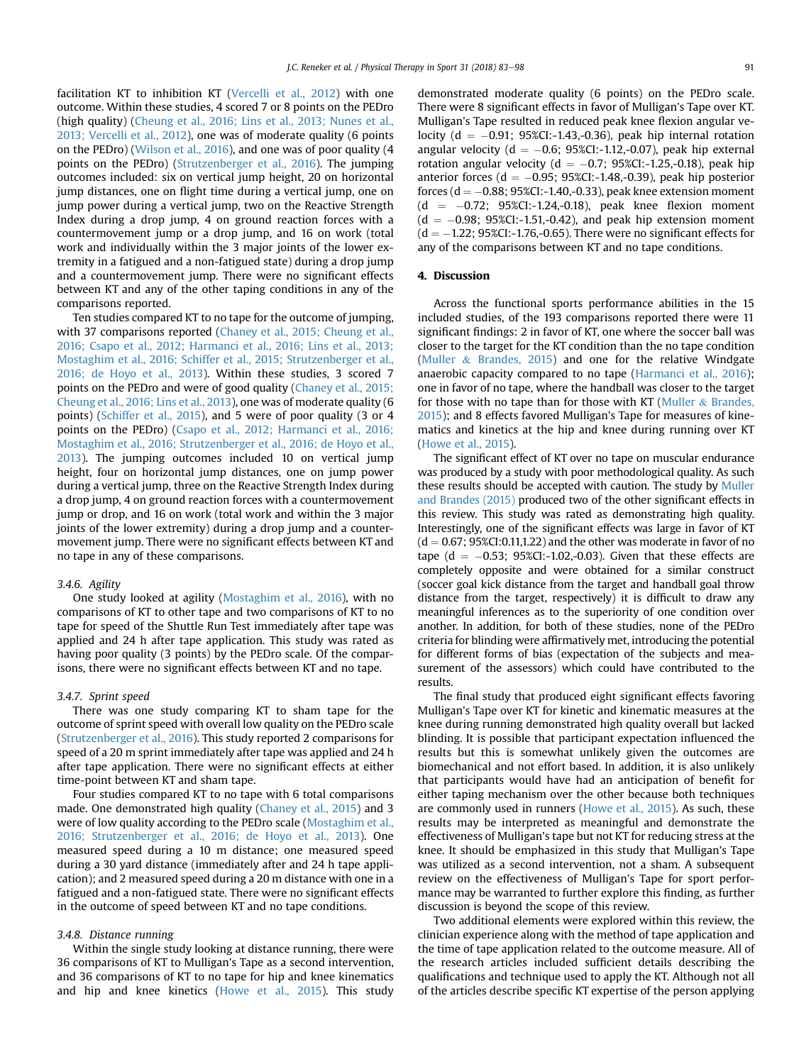facilitation KT to inhibition KT (Vercelli et al., 2012) with one outcome. Within these studies, 4 scored 7 or 8 points on the PEDro (high quality) (Cheung et al., 2016; Lins et al., 2013; Nunes et al., 2013; Vercelli et al., 2012), one was of moderate quality (6 points on the PEDro) (Wilson et al., 2016), and one was of poor quality (4 points on the PEDro) (Strutzenberger et al., 2016). The jumping outcomes included: six on vertical jump height, 20 on horizontal jump distances, one on flight time during a vertical jump, one on jump power during a vertical jump, two on the Reactive Strength Index during a drop jump, 4 on ground reaction forces with a countermovement jump or a drop jump, and 16 on work (total work and individually within the 3 major joints of the lower extremity in a fatigued and a non-fatigued state) during a drop jump and a countermovement jump. There were no significant effects between KT and any of the other taping conditions in any of the comparisons reported.

Ten studies compared KT to no tape for the outcome of jumping, with 37 comparisons reported (Chaney et al., 2015; Cheung et al., 2016; Csapo et al., 2012; Harmanci et al., 2016; Lins et al., 2013; Mostaghim et al., 2016; Schiffer et al., 2015; Strutzenberger et al., 2016; de Hoyo et al., 2013). Within these studies, 3 scored 7 points on the PEDro and were of good quality (Chaney et al., 2015; Cheung et al., 2016; Lins et al., 2013), one was of moderate quality (6 points) (Schiffer et al., 2015), and 5 were of poor quality (3 or 4 points on the PEDro) (Csapo et al., 2012; Harmanci et al., 2016; Mostaghim et al., 2016; Strutzenberger et al., 2016; de Hoyo et al., 2013). The jumping outcomes included 10 on vertical jump height, four on horizontal jump distances, one on jump power during a vertical jump, three on the Reactive Strength Index during a drop jump, 4 on ground reaction forces with a countermovement jump or drop, and 16 on work (total work and within the 3 major joints of the lower extremity) during a drop jump and a countermovement jump. There were no significant effects between KT and no tape in any of these comparisons.

### 3.4.6. Agility

One study looked at agility (Mostaghim et al., 2016), with no comparisons of KT to other tape and two comparisons of KT to no tape for speed of the Shuttle Run Test immediately after tape was applied and 24 h after tape application. This study was rated as having poor quality (3 points) by the PEDro scale. Of the comparisons, there were no significant effects between KT and no tape.

### 3.4.7. Sprint speed

There was one study comparing KT to sham tape for the outcome of sprint speed with overall low quality on the PEDro scale (Strutzenberger et al., 2016). This study reported 2 comparisons for speed of a 20 m sprint immediately after tape was applied and 24 h after tape application. There were no significant effects at either time-point between KT and sham tape.

Four studies compared KT to no tape with 6 total comparisons made. One demonstrated high quality (Chaney et al., 2015) and 3 were of low quality according to the PEDro scale (Mostaghim et al., 2016; Strutzenberger et al., 2016; de Hoyo et al., 2013). One measured speed during a 10 m distance; one measured speed during a 30 yard distance (immediately after and 24 h tape application); and 2 measured speed during a 20 m distance with one in a fatigued and a non-fatigued state. There were no significant effects in the outcome of speed between KT and no tape conditions.

### 3.4.8. Distance running

Within the single study looking at distance running, there were 36 comparisons of KT to Mulligan's Tape as a second intervention, and 36 comparisons of KT to no tape for hip and knee kinematics and hip and knee kinetics (Howe et al., 2015). This study demonstrated moderate quality (6 points) on the PEDro scale. There were 8 significant effects in favor of Mulligan's Tape over KT. Mulligan's Tape resulted in reduced peak knee flexion angular velocity ($d = -0.91$; 95%CI:-1.43,-0.36), peak hip internal rotation angular velocity ($d = -0.6$; 95%CI:-1.12,-0.07), peak hip external rotation angular velocity ($d = -0.7$; 95%CI:-1.25,-0.18), peak hip anterior forces ($d = -0.95$; 95%CI:-1.48,-0.39), peak hip posterior forces ($d = -0.88$; 95%CI:-1.40,-0.33), peak knee extension moment ($d = -0.72$; 95%CI:-1.24,-0.18), peak knee flexion moment ($d = -0.98$; 95%CI:-1.51,-0.42), and peak hip extension moment ($d = -1.22$; 95%CI:-1.76,-0.65). There were no significant effects for any of the comparisons between KT and no tape conditions.

## 4. Discussion

Across the functional sports performance abilities in the 15 included studies, of the 193 comparisons reported there were 11 significant findings: 2 in favor of KT, one where the soccer ball was closer to the target for the KT condition than the no tape condition (Muller & Brandes, 2015) and one for the relative Windgate anaerobic capacity compared to no tape (Harmanci et al., 2016); one in favor of no tape, where the handball was closer to the target for those with no tape than for those with KT (Muller & Brandes, 2015); and 8 effects favored Mulligan's Tape for measures of kinematics and kinetics at the hip and knee during running over KT (Howe et al., 2015).

The significant effect of KT over no tape on muscular endurance was produced by a study with poor methodological quality. As such these results should be accepted with caution. The study by Muller and Brandes (2015) produced two of the other significant effects in this review. This study was rated as demonstrating high quality. Interestingly, one of the significant effects was large in favor of KT ($d = 0.67$; 95%CI:0.11,1.22) and the other was moderate in favor of no tape ($d = -0.53$; 95%CI:-1.02,-0.03). Given that these effects are completely opposite and were obtained for a similar construct (soccer goal kick distance from the target and handball goal throw distance from the target, respectively) it is difficult to draw any meaningful inferences as to the superiority of one condition over another. In addition, for both of these studies, none of the PEDro criteria for blinding were affirmatively met, introducing the potential for different forms of bias (expectation of the subjects and measurement of the assessors) which could have contributed to the results.

The final study that produced eight significant effects favoring Mulligan's Tape over KT for kinetic and kinematic measures at the knee during running demonstrated high quality overall but lacked blinding. It is possible that participant expectation influenced the results but this is somewhat unlikely given the outcomes are biomechanical and not effort based. In addition, it is also unlikely that participants would have had an anticipation of benefit for either taping mechanism over the other because both techniques are commonly used in runners (Howe et al., 2015). As such, these results may be interpreted as meaningful and demonstrate the effectiveness of Mulligan's tape but not KT for reducing stress at the knee. It should be emphasized in this study that Mulligan's Tape was utilized as a second intervention, not a sham. A subsequent review on the effectiveness of Mulligan's Tape for sport performance may be warranted to further explore this finding, as further discussion is beyond the scope of this review.

Two additional elements were explored within this review, the clinician experience along with the method of tape application and the time of tape application related to the outcome measure. All of the research articles included sufficient details describing the qualifications and technique used to apply the KT. Although not all of the articles describe specific KT expertise of the person applying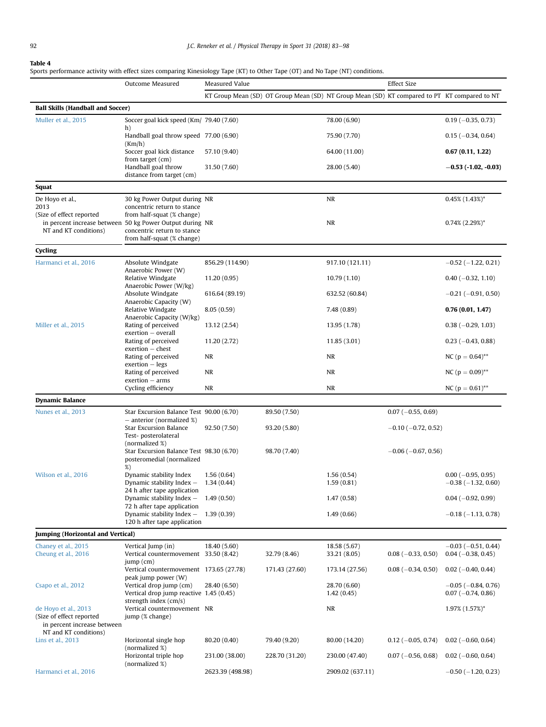**Table 4**
Sports performance activity with effect sizes comparing Kinesiology Tape (KT) to Other Tape (OT) and No Tape (NT) conditions.

| | Outcome Measured | Measured Value | | | Effect Size | |
|---|---|---|---|---|---|---|
| | | KT Group Mean (SD) | OT Group Mean (SD) | NT Group Mean (SD) | KT compared to PT | KT compared to NT |
| **Ball Skills (Handball and Soccer)** | | | | | | |
| Muller et al., 2015 | Soccer goal kick speed (Km/h) | 79.40 (7.60) | | 78.00 (6.90) | | 0.19 (−0.35, 0.73) |
| | Handball goal throw speed (Km/h) | 77.00 (6.90) | | 75.90 (7.70) | | 0.15 (−0.34, 0.64) |
| | Soccer goal kick distance from target (cm) | 57.10 (9.40) | | 64.00 (11.00) | | **0.67 (0.11, 1.22)** |
| | Handball goal throw distance from target (cm) | 31.50 (7.60) | | 28.00 (5.40) | | **−0.53 (-1.02, -0.03)** |
| **Squat** | | | | | | |
| De Hoyo et al., 2013 (Size of effect reported in percent increase between NT and KT conditions) | 30 kg Power Output during concentric return to stance from half-squat (% change) | NR | | NR | | 0.45% (1.43%)* |
| | 50 kg Power Output during concentric return to stance from half-squat (% change) | NR | | NR | | 0.74% (2.29%)* |
| **Cycling** | | | | | | |
| Harmanci et al., 2016 | Absolute Windgate Anaerobic Power (W) | 856.29 (114.90) | | 917.10 (121.11) | | −0.52 (−1.22, 0.21) |
| | Relative Windgate Anaerobic Power (W/kg) | 11.20 (0.95) | | 10.79 (1.10) | | 0.40 (−0.32, 1.10) |
| | Absolute Windgate Anaerobic Capacity (W) | 616.64 (89.19) | | 632.52 (60.84) | | −0.21 (−0.91, 0.50) |
| | Relative Windgate Anaerobic Capacity (W/kg) | 8.05 (0.59) | | 7.48 (0.89) | | **0.76 (0.01, 1.47)** |
| Miller et al., 2015 | Rating of perceived exertion – overall | 13.12 (2.54) | | 13.95 (1.78) | | 0.38 (−0.29, 1.03) |
| | Rating of perceived exertion – chest | 11.20 (2.72) | | 11.85 (3.01) | | 0.23 (−0.43, 0.88) |
| | Rating of perceived exertion – legs | NR | | NR | | NC (p = 0.64)** |
| | Rating of perceived exertion – arms | NR | | NR | | NC (p = 0.09)** |
| | Cycling efficiency | NR | | NR | | NC (p = 0.61)** |
| **Dynamic Balance** | | | | | | |
| Nunes et al., 2013 | Star Excursion Balance Test – anterior (normalized %) | 90.00 (6.70) | 89.50 (7.50) | | 0.07 (−0.55, 0.69) | |
| | Star Excursion Balance Test- posterolateral (normalized %) | 92.50 (7.50) | 93.20 (5.80) | | −0.10 (−0.72, 0.52) | |
| | Star Excursion Balance Test posteromedial (normalized %) | 98.30 (6.70) | 98.70 (7.40) | | −0.06 (−0.67, 0.56) | |
| Wilson et al., 2016 | Dynamic stability Index | 1.56 (0.64) | | 1.56 (0.54) | | 0.00 (−0.95, 0.95) |
| | Dynamic stability Index – 24 h after tape application | 1.34 (0.44) | | 1.59 (0.81) | | −0.38 (−1.32, 0.60) |
| | Dynamic stability Index – 72 h after tape application | 1.49 (0.50) | | 1.47 (0.58) | | 0.04 (−0.92, 0.99) |
| | Dynamic stability Index – 120 h after tape application | 1.39 (0.39) | | 1.49 (0.66) | | −0.18 (−1.13, 0.78) |
| **Jumping (Horizontal and Vertical)** | | | | | | |
| Chaney et al., 2015 | Vertical Jump (in) | 18.40 (5.60) | | 18.58 (5.67) | | −0.03 (−0.51, 0.44) |
| Cheung et al., 2016 | Vertical countermovement jump (cm) | 33.50 (8.42) | 32.79 (8.46) | 33.21 (8.05) | 0.08 (−0.33, 0.50) | 0.04 (−0.38, 0.45) |
| | Vertical countermovement peak jump power (W) | 173.65 (27.78) | 171.43 (27.60) | 173.14 (27.56) | 0.08 (−0.34, 0.50) | 0.02 (−0.40, 0.44) |
| Csapo et al., 2012 | Vertical drop jump (cm) | 28.40 (6.50) | | 28.70 (6.60) | | −0.05 (−0.84, 0.76) |
| | Vertical drop jump reactive strength index (cm/s) | 1.45 (0.45) | | 1.42 (0.45) | | 0.07 (−0.74, 0.86) |
| de Hoyo et al., 2013 (Size of effect reported in percent increase between NT and KT conditions) | Vertical countermovement jump (% change) | NR | | NR | | 1.97% (1.57%)* |
| Lins et al., 2013 | Horizontal single hop (normalized %) | 80.20 (0.40) | 79.40 (9.20) | 80.00 (14.20) | 0.12 (−0.05, 0.74) | 0.02 (−0.60, 0.64) |
| | Horizontal triple hop (normalized %) | 231.00 (38.00) | 228.70 (31.20) | 230.00 (47.40) | 0.07 (−0.56, 0.68) | 0.02 (−0.60, 0.64) |
| Harmanci et al., 2016 | | 2623.39 (498.98) | | 2909.02 (637.11) | | −0.50 (−1.20, 0.23) |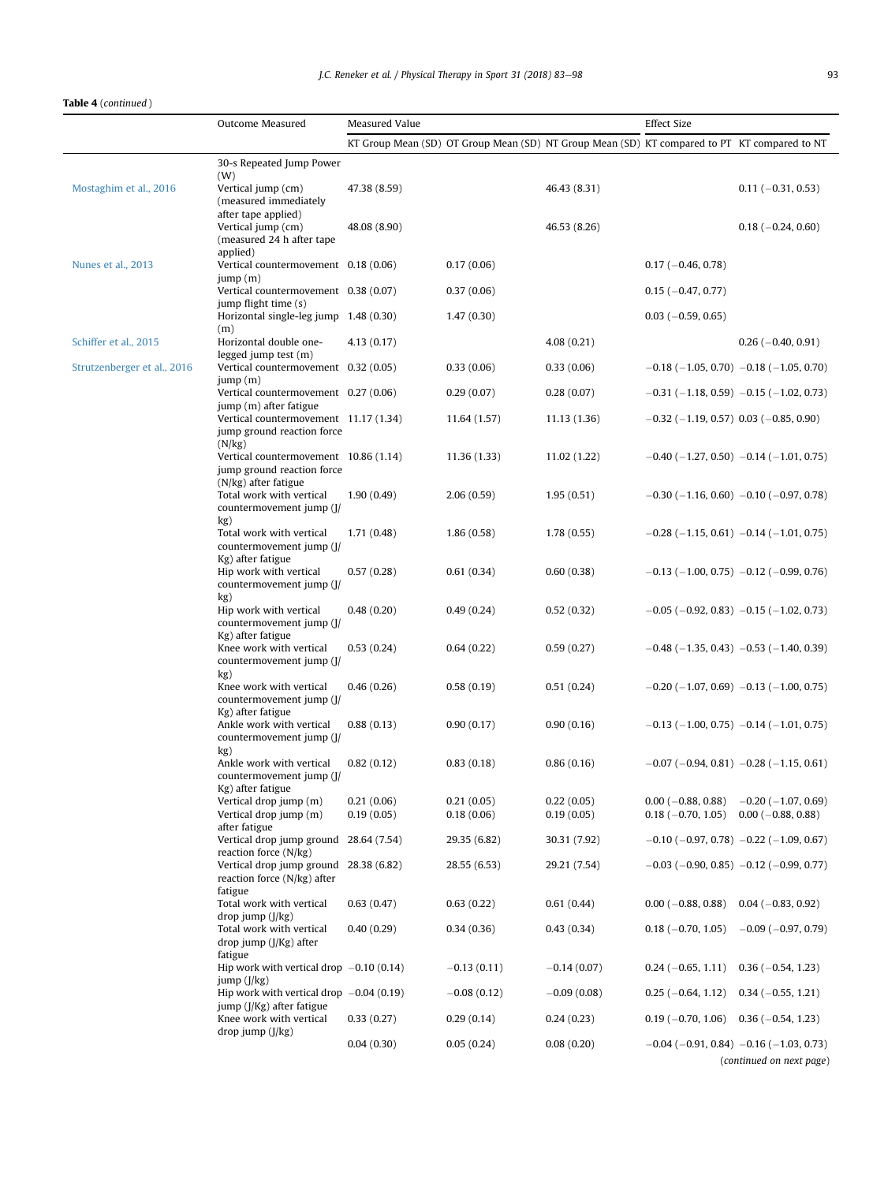**Table 4** (*continued*)

| | Outcome Measured | Measured Value | | | Effect Size | |
|---|---|---|---|---|---|---|
| | | KT Group Mean (SD) | OT Group Mean (SD) | NT Group Mean (SD) | KT compared to PT | KT compared to NT |
| | 30-s Repeated Jump Power (W) | | | | | |
| Mostaghim et al., 2016 | Vertical jump (cm) (measured immediately after tape applied) | 47.38 (8.59) | | 46.43 (8.31) | | 0.11 (−0.31, 0.53) |
| | Vertical jump (cm) (measured 24 h after tape applied) | 48.08 (8.90) | | 46.53 (8.26) | | 0.18 (−0.24, 0.60) |
| Nunes et al., 2013 | Vertical countermovement jump (m) | 0.18 (0.06) | 0.17 (0.06) | | 0.17 (−0.46, 0.78) | |
| | Vertical countermovement jump flight time (s) | 0.38 (0.07) | 0.37 (0.06) | | 0.15 (−0.47, 0.77) | |
| | Horizontal single-leg jump (m) | 1.48 (0.30) | 1.47 (0.30) | | 0.03 (−0.59, 0.65) | |
| Schiffer et al., 2015 | Horizontal double one-legged jump test (m) | 4.13 (0.17) | | 4.08 (0.21) | | 0.26 (−0.40, 0.91) |
| Strutzenberger et al., 2016 | Vertical countermovement jump (m) | 0.32 (0.05) | 0.33 (0.06) | 0.33 (0.06) | −0.18 (−1.05, 0.70) | −0.18 (−1.05, 0.70) |
| | Vertical countermovement jump (m) after fatigue | 0.27 (0.06) | 0.29 (0.07) | 0.28 (0.07) | −0.31 (−1.18, 0.59) | −0.15 (−1.02, 0.73) |
| | Vertical countermovement jump ground reaction force (N/kg) | 11.17 (1.34) | 11.64 (1.57) | 11.13 (1.36) | −0.32 (−1.19, 0.57) | 0.03 (−0.85, 0.90) |
| | Vertical countermovement jump ground reaction force (N/kg) after fatigue | 10.86 (1.14) | 11.36 (1.33) | 11.02 (1.22) | −0.40 (−1.27, 0.50) | −0.14 (−1.01, 0.75) |
| | Total work with vertical countermovement jump (J/kg) | 1.90 (0.49) | 2.06 (0.59) | 1.95 (0.51) | −0.30 (−1.16, 0.60) | −0.10 (−0.97, 0.78) |
| | Total work with vertical countermovement jump (J/Kg) after fatigue | 1.71 (0.48) | 1.86 (0.58) | 1.78 (0.55) | −0.28 (−1.15, 0.61) | −0.14 (−1.01, 0.75) |
| | Hip work with vertical countermovement jump (J/kg) | 0.57 (0.28) | 0.61 (0.34) | 0.60 (0.38) | −0.13 (−1.00, 0.75) | −0.12 (−0.99, 0.76) |
| | Hip work with vertical countermovement jump (J/Kg) after fatigue | 0.48 (0.20) | 0.49 (0.24) | 0.52 (0.32) | −0.05 (−0.92, 0.83) | −0.15 (−1.02, 0.73) |
| | Knee work with vertical countermovement jump (J/kg) | 0.53 (0.24) | 0.64 (0.22) | 0.59 (0.27) | −0.48 (−1.35, 0.43) | −0.53 (−1.40, 0.39) |
| | Knee work with vertical countermovement jump (J/Kg) after fatigue | 0.46 (0.26) | 0.58 (0.19) | 0.51 (0.24) | −0.20 (−1.07, 0.69) | −0.13 (−1.00, 0.75) |
| | Ankle work with vertical countermovement jump (J/kg) | 0.88 (0.13) | 0.90 (0.17) | 0.90 (0.16) | −0.13 (−1.00, 0.75) | −0.14 (−1.01, 0.75) |
| | Ankle work with vertical countermovement jump (J/Kg) after fatigue | 0.82 (0.12) | 0.83 (0.18) | 0.86 (0.16) | −0.07 (−0.94, 0.81) | −0.28 (−1.15, 0.61) |
| | Vertical drop jump (m) | 0.21 (0.06) | 0.21 (0.05) | 0.22 (0.05) | 0.00 (−0.88, 0.88) | −0.20 (−1.07, 0.69) |
| | Vertical drop jump (m) after fatigue | 0.19 (0.05) | 0.18 (0.06) | 0.19 (0.05) | 0.18 (−0.70, 1.05) | 0.00 (−0.88, 0.88) |
| | Vertical drop jump ground reaction force (N/kg) | 28.64 (7.54) | 29.35 (6.82) | 30.31 (7.92) | −0.10 (−0.97, 0.78) | −0.22 (−1.09, 0.67) |
| | Vertical drop jump ground reaction force (N/kg) after fatigue | 28.38 (6.82) | 28.55 (6.53) | 29.21 (7.54) | −0.03 (−0.90, 0.85) | −0.12 (−0.99, 0.77) |
| | Total work with vertical drop jump (J/kg) | 0.63 (0.47) | 0.63 (0.22) | 0.61 (0.44) | 0.00 (−0.88, 0.88) | 0.04 (−0.83, 0.92) |
| | Total work with vertical drop jump (J/Kg) after fatigue | 0.40 (0.29) | 0.34 (0.36) | 0.43 (0.34) | 0.18 (−0.70, 1.05) | −0.09 (−0.97, 0.79) |
| | Hip work with vertical drop jump (J/kg) | −0.10 (0.14) | −0.13 (0.11) | −0.14 (0.07) | 0.24 (−0.65, 1.11) | 0.36 (−0.54, 1.23) |
| | Hip work with vertical drop jump (J/Kg) after fatigue | −0.04 (0.19) | −0.08 (0.12) | −0.09 (0.08) | 0.25 (−0.64, 1.12) | 0.34 (−0.55, 1.21) |
| | Knee work with vertical drop jump (J/kg) | 0.33 (0.27) | 0.29 (0.14) | 0.24 (0.23) | 0.19 (−0.70, 1.06) | 0.36 (−0.54, 1.23) |
| | | 0.04 (0.30) | 0.05 (0.24) | 0.08 (0.20) | −0.04 (−0.91, 0.84) | −0.16 (−1.03, 0.73) |

(*continued on next page*)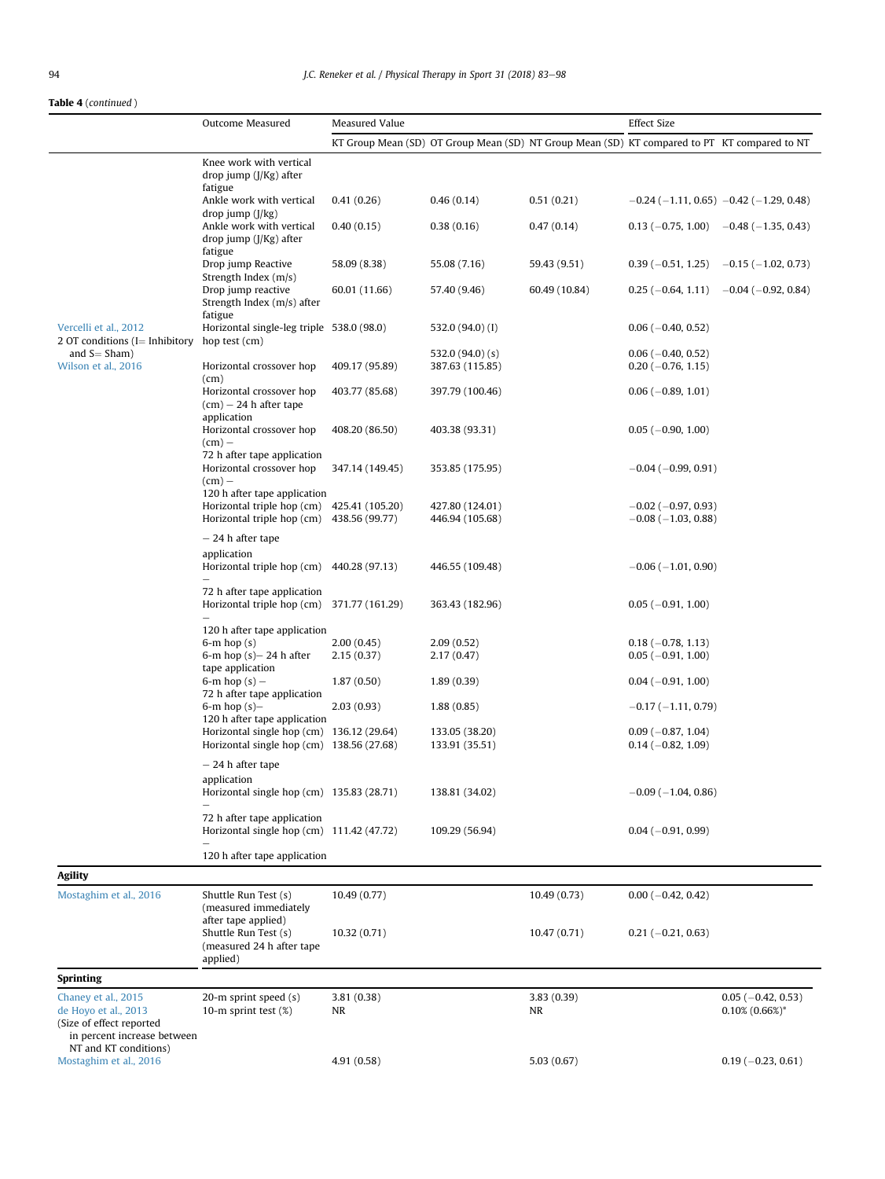**Table 4** (*continued*)

| | Outcome Measured | Measured Value | | | Effect Size | |
|---|---|---|---|---|---|---|
| | | KT Group Mean (SD) | OT Group Mean (SD) | NT Group Mean (SD) | KT compared to PT | KT compared to NT |
| | Knee work with vertical drop jump (J/Kg) after fatigue | | | | | |
| | Ankle work with vertical drop jump (J/kg) | 0.41 (0.26) | 0.46 (0.14) | 0.51 (0.21) | −0.24 (−1.11, 0.65) | −0.42 (−1.29, 0.48) |
| | Ankle work with vertical drop jump (J/Kg) after fatigue | 0.40 (0.15) | 0.38 (0.16) | 0.47 (0.14) | 0.13 (−0.75, 1.00) | −0.48 (−1.35, 0.43) |
| | Drop jump Reactive Strength Index (m/s) | 58.09 (8.38) | 55.08 (7.16) | 59.43 (9.51) | 0.39 (−0.51, 1.25) | −0.15 (−1.02, 0.73) |
| | Drop jump reactive Strength Index (m/s) after fatigue | 60.01 (11.66) | 57.40 (9.46) | 60.49 (10.84) | 0.25 (−0.64, 1.11) | −0.04 (−0.92, 0.84) |
| Vercelli et al., 2012 2 OT conditions (I= Inhibitory and S= Sham) | Horizontal single-leg triple hop test (cm) | 538.0 (98.0) | 532.0 (94.0) (I) | | 0.06 (−0.40, 0.52) | |
| | | | 532.0 (94.0) (s) | | 0.06 (−0.40, 0.52) | |
| Wilson et al., 2016 | Horizontal crossover hop (cm) | 409.17 (95.89) | 387.63 (115.85) | | 0.20 (−0.76, 1.15) | |
| | Horizontal crossover hop (cm) − 24 h after tape application | 403.77 (85.68) | 397.79 (100.46) | | 0.06 (−0.89, 1.01) | |
| | Horizontal crossover hop (cm) − 72 h after tape application | 408.20 (86.50) | 403.38 (93.31) | | 0.05 (−0.90, 1.00) | |
| | Horizontal crossover hop (cm) − 120 h after tape application | 347.14 (149.45) | 353.85 (175.95) | | −0.04 (−0.99, 0.91) | |
| | Horizontal triple hop (cm) | 425.41 (105.20) | 427.80 (124.01) | | −0.02 (−0.97, 0.93) | |
| | Horizontal triple hop (cm) − 24 h after tape application | 438.56 (99.77) | 446.94 (105.68) | | −0.08 (−1.03, 0.88) | |
| | Horizontal triple hop (cm) − 72 h after tape application | 440.28 (97.13) | 446.55 (109.48) | | −0.06 (−1.01, 0.90) | |
| | Horizontal triple hop (cm) − 120 h after tape application | 371.77 (161.29) | 363.43 (182.96) | | 0.05 (−0.91, 1.00) | |
| | 6-m hop (s) | 2.00 (0.45) | 2.09 (0.52) | | 0.18 (−0.78, 1.13) | |
| | 6-m hop (s)− 24 h after tape application | 2.15 (0.37) | 2.17 (0.47) | | 0.05 (−0.91, 1.00) | |
| | 6-m hop (s) − 72 h after tape application | 1.87 (0.50) | 1.89 (0.39) | | 0.04 (−0.91, 1.00) | |
| | 6-m hop (s)− 120 h after tape application | 2.03 (0.93) | 1.88 (0.85) | | −0.17 (−1.11, 0.79) | |
| | Horizontal single hop (cm) | 136.12 (29.64) | 133.05 (38.20) | | 0.09 (−0.87, 1.04) | |
| | Horizontal single hop (cm) − 24 h after tape application | 138.56 (27.68) | 133.91 (35.51) | | 0.14 (−0.82, 1.09) | |
| | Horizontal single hop (cm) − 72 h after tape application | 135.83 (28.71) | 138.81 (34.02) | | −0.09 (−1.04, 0.86) | |
| | Horizontal single hop (cm) − 120 h after tape application | 111.42 (47.72) | 109.29 (56.94) | | 0.04 (−0.91, 0.99) | |
| **Agility** | | | | | | |
| Mostaghim et al., 2016 | Shuttle Run Test (s) (measured immediately after tape applied) | 10.49 (0.77) | | 10.49 (0.73) | 0.00 (−0.42, 0.42) | |
| | Shuttle Run Test (s) (measured 24 h after tape applied) | 10.32 (0.71) | | 10.47 (0.71) | 0.21 (−0.21, 0.63) | |
| **Sprinting** | | | | | | |
| Chaney et al., 2015 | 20-m sprint speed (s) | 3.81 (0.38) | | 3.83 (0.39) | | 0.05 (−0.42, 0.53) |
| de Hoyo et al., 2013 (Size of effect reported in percent increase between NT and KT conditions) | 10-m sprint test (%) | NR | | NR | | 0.10% (0.66%)* |
| Mostaghim et al., 2016 | | 4.91 (0.58) | | 5.03 (0.67) | | 0.19 (−0.23, 0.61) |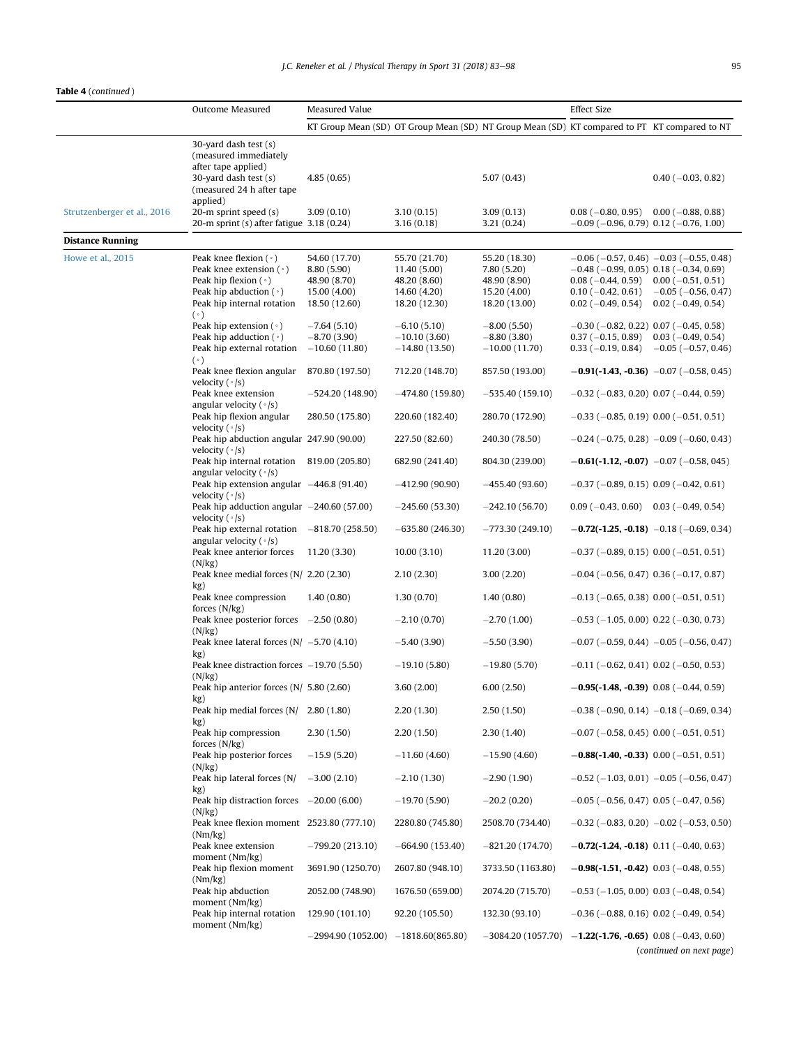**Table 4** (*continued*)

| | Outcome Measured | Measured Value | | | Effect Size | |
|---|---|---|---|---|---|---|
| | | KT Group Mean (SD) | OT Group Mean (SD) | NT Group Mean (SD) | KT compared to PT | KT compared to NT |
| | 30-yard dash test (s) (measured immediately after tape applied) | | | | | |
| | 30-yard dash test (s) (measured 24 h after tape applied) | 4.85 (0.65) | | 5.07 (0.43) | | 0.40 (−0.03, 0.82) |
| Strutzenberger et al., 2016 | 20-m sprint speed (s) | 3.09 (0.10) | 3.10 (0.15) | 3.09 (0.13) | 0.08 (−0.80, 0.95) | 0.00 (−0.88, 0.88) |
| | 20-m sprint (s) after fatigue | 3.18 (0.24) | 3.16 (0.18) | 3.21 (0.24) | −0.09 (−0.96, 0.79) | 0.12 (−0.76, 1.00) |
| **Distance Running** | | | | | | |
| Howe et al., 2015 | Peak knee flexion (°) | 54.60 (17.70) | 55.70 (21.70) | 55.20 (18.30) | −0.06 (−0.57, 0.46) | −0.03 (−0.55, 0.48) |
| | Peak knee extension (°) | 8.80 (5.90) | 11.40 (5.00) | 7.80 (5.20) | −0.48 (−0.99, 0.05) | 0.18 (−0.34, 0.69) |
| | Peak hip flexion (°) | 48.90 (8.70) | 48.20 (8.60) | 48.90 (8.90) | 0.08 (−0.44, 0.59) | 0.00 (−0.51, 0.51) |
| | Peak hip abduction (°) | 15.00 (4.00) | 14.60 (4.20) | 15.20 (4.00) | 0.10 (−0.42, 0.61) | −0.05 (−0.56, 0.47) |
| | Peak hip internal rotation (°) | 18.50 (12.60) | 18.20 (12.30) | 18.20 (13.00) | 0.02 (−0.49, 0.54) | 0.02 (−0.49, 0.54) |
| | Peak hip extension (°) | −7.64 (5.10) | −6.10 (5.10) | −8.00 (5.50) | −0.30 (−0.82, 0.22) | 0.07 (−0.45, 0.58) |
| | Peak hip adduction (°) | −8.70 (3.90) | −10.10 (3.60) | −8.80 (3.80) | 0.37 (−0.15, 0.89) | 0.03 (−0.49, 0.54) |
| | Peak hip external rotation (°) | −10.60 (11.80) | −14.80 (13.50) | −10.00 (11.70) | 0.33 (−0.19, 0.84) | −0.05 (−0.57, 0.46) |
| | Peak knee flexion angular velocity (°/s) | 870.80 (197.50) | 712.20 (148.70) | 857.50 (193.00) | **−0.91(-1.43, -0.36)** | −0.07 (−0.58, 0.45) |
| | Peak knee extension angular velocity (°/s) | −524.20 (148.90) | −474.80 (159.80) | −535.40 (159.10) | −0.32 (−0.83, 0.20) | 0.07 (−0.44, 0.59) |
| | Peak hip flexion angular velocity (°/s) | 280.50 (175.80) | 220.60 (182.40) | 280.70 (172.90) | −0.33 (−0.85, 0.19) | 0.00 (−0.51, 0.51) |
| | Peak hip abduction angular velocity (°/s) | 247.90 (90.00) | 227.50 (82.60) | 240.30 (78.50) | −0.24 (−0.75, 0.28) | −0.09 (−0.60, 0.43) |
| | Peak hip internal rotation angular velocity (°/s) | 819.00 (205.80) | 682.90 (241.40) | 804.30 (239.00) | **−0.61(-1.12, -0.07)** | −0.07 (−0.58, 045) |
| | Peak hip extension angular velocity (°/s) | −446.8 (91.40) | −412.90 (90.90) | −455.40 (93.60) | −0.37 (−0.89, 0.15) | 0.09 (−0.42, 0.61) |
| | Peak hip adduction angular velocity (°/s) | −240.60 (57.00) | −245.60 (53.30) | −242.10 (56.70) | 0.09 (−0.43, 0.60) | 0.03 (−0.49, 0.54) |
| | Peak hip external rotation angular velocity (°/s) | −818.70 (258.50) | −635.80 (246.30) | −773.30 (249.10) | **−0.72(-1.25, -0.18)** | −0.18 (−0.69, 0.34) |
| | Peak knee anterior forces (N/kg) | 11.20 (3.30) | 10.00 (3.10) | 11.20 (3.00) | −0.37 (−0.89, 0.15) | 0.00 (−0.51, 0.51) |
| | Peak knee medial forces (N/kg) | 2.20 (2.30) | 2.10 (2.30) | 3.00 (2.20) | −0.04 (−0.56, 0.47) | 0.36 (−0.17, 0.87) |
| | Peak knee compression forces (N/kg) | 1.40 (0.80) | 1.30 (0.70) | 1.40 (0.80) | −0.13 (−0.65, 0.38) | 0.00 (−0.51, 0.51) |
| | Peak knee posterior forces (N/kg) | −2.50 (0.80) | −2.10 (0.70) | −2.70 (1.00) | −0.53 (−1.05, 0.00) | 0.22 (−0.30, 0.73) |
| | Peak knee lateral forces (N/kg) | −5.70 (4.10) | −5.40 (3.90) | −5.50 (3.90) | −0.07 (−0.59, 0.44) | −0.05 (−0.56, 0.47) |
| | Peak knee distraction forces (N/kg) | −19.70 (5.50) | −19.10 (5.80) | −19.80 (5.70) | −0.11 (−0.62, 0.41) | 0.02 (−0.50, 0.53) |
| | Peak hip anterior forces (N/kg) | 5.80 (2.60) | 3.60 (2.00) | 6.00 (2.50) | **−0.95(-1.48, -0.39)** | 0.08 (−0.44, 0.59) |
| | Peak hip medial forces (N/kg) | 2.80 (1.80) | 2.20 (1.30) | 2.50 (1.50) | −0.38 (−0.90, 0.14) | −0.18 (−0.69, 0.34) |
| | Peak hip compression forces (N/kg) | 2.30 (1.50) | 2.20 (1.50) | 2.30 (1.40) | −0.07 (−0.58, 0.45) | 0.00 (−0.51, 0.51) |
| | Peak hip posterior forces (N/kg) | −15.9 (5.20) | −11.60 (4.60) | −15.90 (4.60) | **−0.88(-1.40, -0.33)** | 0.00 (−0.51, 0.51) |
| | Peak hip lateral forces (N/kg) | −3.00 (2.10) | −2.10 (1.30) | −2.90 (1.90) | −0.52 (−1.03, 0.01) | −0.05 (−0.56, 0.47) |
| | Peak hip distraction forces (N/kg) | −20.00 (6.00) | −19.70 (5.90) | −20.2 (0.20) | −0.05 (−0.56, 0.47) | 0.05 (−0.47, 0.56) |
| | Peak knee flexion moment (Nm/kg) | 2523.80 (777.10) | 2280.80 (745.80) | 2508.70 (734.40) | −0.32 (−0.83, 0.20) | −0.02 (−0.53, 0.50) |
| | Peak knee extension moment (Nm/kg) | −799.20 (213.10) | −664.90 (153.40) | −821.20 (174.70) | **−0.72(-1.24, -0.18)** | 0.11 (−0.40, 0.63) |
| | Peak hip flexion moment (Nm/kg) | 3691.90 (1250.70) | 2607.80 (948.10) | 3733.50 (1163.80) | **−0.98(-1.51, -0.42)** | 0.03 (−0.48, 0.55) |
| | Peak hip abduction moment (Nm/kg) | 2052.00 (748.90) | 1676.50 (659.00) | 2074.20 (715.70) | −0.53 (−1.05, 0.00) | 0.03 (−0.48, 0.54) |
| | Peak hip internal rotation moment (Nm/kg) | 129.90 (101.10) | 92.20 (105.50) | 132.30 (93.10) | −0.36 (−0.88, 0.16) | 0.02 (−0.49, 0.54) |
| | | −2994.90 (1052.00) | −1818.60(865.80) | −3084.20 (1057.70) | **−1.22(-1.76, -0.65)** | 0.08 (−0.43, 0.60) |

(*continued on next page*)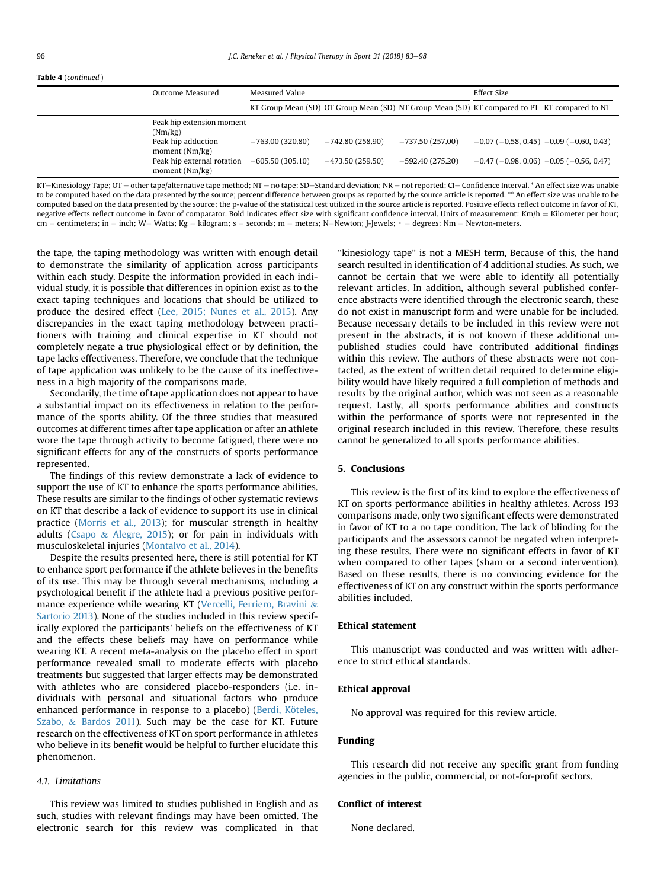**Table 4** (*continued* )

| | Outcome Measured | Measured Value | | | Effect Size | |
|---|---|---|---|---|---|---|
| | | KT Group Mean (SD) | OT Group Mean (SD) | NT Group Mean (SD) | KT compared to PT | KT compared to NT |
| | Peak hip extension moment (Nm/kg) | | | | | |
| | Peak hip adduction moment (Nm/kg) | −763.00 (320.80) | −742.80 (258.90) | −737.50 (257.00) | −0.07 (−0.58, 0.45) | −0.09 (−0.60, 0.43) |
| | Peak hip external rotation moment (Nm/kg) | −605.50 (305.10) | −473.50 (259.50) | −592.40 (275.20) | −0.47 (−0.98, 0.06) | −0.05 (−0.56, 0.47) |

KT=Kinesiology Tape; OT = other tape/alternative tape method; NT = no tape; SD=Standard deviation; NR = not reported; CI= Confidence Interval. * An effect size was unable to be computed based on the data presented by the source; percent difference between groups as reported by the source article is reported. ** An effect size was unable to be computed based on the data presented by the source; the p-value of the statistical test utilized in the source article is reported. Positive effects reflect outcome in favor of KT, negative effects reflect outcome in favor of comparator. Bold indicates effect size with significant confidence interval. Units of measurement: Km/h = Kilometer per hour; cm = centimeters; in = inch; W= Watts; Kg = kilogram; s = seconds; m = meters; N=Newton; J-Jewels; ◦ = degrees; Nm = Newton-meters.

the tape, the taping methodology was written with enough detail to demonstrate the similarity of application across participants within each study. Despite the information provided in each individual study, it is possible that differences in opinion exist as to the exact taping techniques and locations that should be utilized to produce the desired effect (Lee, 2015; Nunes et al., 2015). Any discrepancies in the exact taping methodology between practitioners with training and clinical expertise in KT should not completely negate a true physiological effect or by definition, the tape lacks effectiveness. Therefore, we conclude that the technique of tape application was unlikely to be the cause of its ineffectiveness in a high majority of the comparisons made.

Secondarily, the time of tape application does not appear to have a substantial impact on its effectiveness in relation to the performance of the sports ability. Of the three studies that measured outcomes at different times after tape application or after an athlete wore the tape through activity to become fatigued, there were no significant effects for any of the constructs of sports performance represented.

The findings of this review demonstrate a lack of evidence to support the use of KT to enhance the sports performance abilities. These results are similar to the findings of other systematic reviews on KT that describe a lack of evidence to support its use in clinical practice (Morris et al., 2013); for muscular strength in healthy adults (Csapo & Alegre, 2015); or for pain in individuals with musculoskeletal injuries (Montalvo et al., 2014).

Despite the results presented here, there is still potential for KT to enhance sport performance if the athlete believes in the benefits of its use. This may be through several mechanisms, including a psychological benefit if the athlete had a previous positive performance experience while wearing KT (Vercelli, Ferriero, Bravini & Sartorio 2013). None of the studies included in this review specifically explored the participants' beliefs on the effectiveness of KT and the effects these beliefs may have on performance while wearing KT. A recent meta-analysis on the placebo effect in sport performance revealed small to moderate effects with placebo treatments but suggested that larger effects may be demonstrated with athletes who are considered placebo-responders (i.e. individuals with personal and situational factors who produce enhanced performance in response to a placebo) (Berdi, Köteles, Szabo, & Bardos 2011). Such may be the case for KT. Future research on the effectiveness of KT on sport performance in athletes who believe in its benefit would be helpful to further elucidate this phenomenon.

### 4.1. Limitations

This review was limited to studies published in English and as such, studies with relevant findings may have been omitted. The electronic search for this review was complicated in that "kinesiology tape" is not a MESH term, Because of this, the hand search resulted in identification of 4 additional studies. As such, we cannot be certain that we were able to identify all potentially relevant articles. In addition, although several published conference abstracts were identified through the electronic search, these do not exist in manuscript form and were unable for be included. Because necessary details to be included in this review were not present in the abstracts, it is not known if these additional unpublished studies could have contributed additional findings within this review. The authors of these abstracts were not contacted, as the extent of written detail required to determine eligibility would have likely required a full completion of methods and results by the original author, which was not seen as a reasonable request. Lastly, all sports performance abilities and constructs within the performance of sports were not represented in the original research included in this review. Therefore, these results cannot be generalized to all sports performance abilities.

## 5. Conclusions

This review is the first of its kind to explore the effectiveness of KT on sports performance abilities in healthy athletes. Across 193 comparisons made, only two significant effects were demonstrated in favor of KT to a no tape condition. The lack of blinding for the participants and the assessors cannot be negated when interpreting these results. There were no significant effects in favor of KT when compared to other tapes (sham or a second intervention). Based on these results, there is no convincing evidence for the effectiveness of KT on any construct within the sports performance abilities included.

## Ethical statement

This manuscript was conducted and was written with adherence to strict ethical standards.

## Ethical approval

No approval was required for this review article.

## Funding

This research did not receive any specific grant from funding agencies in the public, commercial, or not-for-profit sectors.

## Conflict of interest

None declared.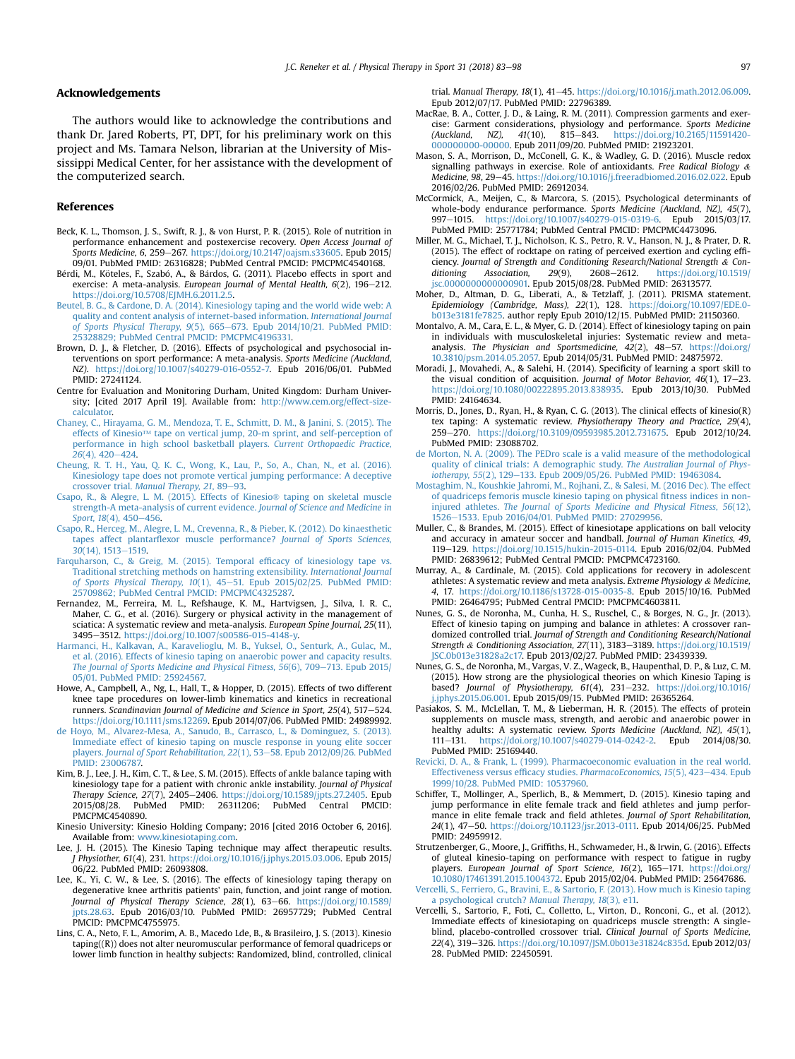## Acknowledgements

The authors would like to acknowledge the contributions and thank Dr. Jared Roberts, PT, DPT, for his preliminary work on this project and Ms. Tamara Nelson, librarian at the University of Mississippi Medical Center, for her assistance with the development of the computerized search.

## References

Beck, K. L., Thomson, J. S., Swift, R. J., & von Hurst, P. R. (2015). Role of nutrition in performance enhancement and postexercise recovery. *Open Access Journal of Sports Medicine, 6*, 259–267. https://doi.org/10.2147/oajsm.s33605. Epub 2015/09/01. PubMed PMID: 26316828; PubMed Central PMCID: PMCPMC4540168.

Bérdi, M., Köteles, F., Szabó, A., & Bárdos, G. (2011). Placebo effects in sport and exercise: A meta-analysis. *European Journal of Mental Health, 6*(2), 196–212. https://doi.org/10.5708/EJMH.6.2011.2.5.

Beutel, B. G., & Cardone, D. A. (2014). Kinesiology taping and the world wide web: A quality and content analysis of internet-based information. *International Journal of Sports Physical Therapy, 9*(5), 665–673. Epub 2014/10/21. PubMed PMID: 25328829; PubMed Central PMCID: PMCPMC4196331.

Brown, D. J., & Fletcher, D. (2016). Effects of psychological and psychosocial interventions on sport performance: A meta-analysis. *Sports Medicine (Auckland, NZ)*. https://doi.org/10.1007/s40279-016-0552-7. Epub 2016/06/01. PubMed PMID: 27241124.

Centre for Evaluation and Monitoring Durham, United Kingdom: Durham University; [cited 2017 April 19]. Available from: http://www.cem.org/effect-size-calculator.

Chaney, C., Hirayama, G. M., Mendoza, T. E., Schmitt, D. M., & Janini, S. (2015). The effects of Kinesio™ tape on vertical jump, 20-m sprint, and self-perception of performance in high school basketball players. *Current Orthopaedic Practice, 26*(4), 420–424.

Cheung, R. T. H., Yau, Q. K. C., Wong, K., Lau, P., So, A., Chan, N., et al. (2016). Kinesiology tape does not promote vertical jumping performance: A deceptive crossover trial. *Manual Therapy, 21*, 89–93.

Csapo, R., & Alegre, L. M. (2015). Effects of Kinesio® taping on skeletal muscle strength-A meta-analysis of current evidence. *Journal of Science and Medicine in Sport, 18*(4), 450–456.

Csapo, R., Herceg, M., Alegre, L. M., Crevenna, R., & Pieber, K. (2012). Do kinaesthetic tapes affect plantarflexor muscle performance? *Journal of Sports Sciences, 30*(14), 1513–1519.

Farquharson, C., & Greig, M. (2015). Temporal efficacy of kinesiology tape vs. Traditional stretching methods on hamstring extensibility. *International Journal of Sports Physical Therapy, 10*(1), 45–51. Epub 2015/02/25. PubMed PMID: 25709862; PubMed Central PMCID: PMCPMC4325287.

Fernandez, M., Ferreira, M. L., Refshauge, K. M., Hartvigsen, J., Silva, I. R. C., Maher, C. G., et al. (2016). Surgery or physical activity in the management of sciatica: A systematic review and meta-analysis. *European Spine Journal, 25*(11), 3495–3512. https://doi.org/10.1007/s00586-015-4148-y.

Harmanci, H., Kalkavan, A., Karavelioglu, M. B., Yuksel, O., Senturk, A., Gulac, M., et al. (2016). Effects of kinesio taping on anaerobic power and capacity results. *The Journal of Sports Medicine and Physical Fitness, 56*(6), 709–713. Epub 2015/05/01. PubMed PMID: 25924567.

Howe, A., Campbell, A., Ng, L., Hall, T., & Hopper, D. (2015). Effects of two different knee tape procedures on lower-limb kinematics and kinetics in recreational runners. *Scandinavian Journal of Medicine and Science in Sport, 25*(4), 517–524. https://doi.org/10.1111/sms.12269. Epub 2014/07/06. PubMed PMID: 24989992.

de Hoyo, M., Alvarez-Mesa, A., Sanudo, B., Carrasco, L., & Dominguez, S. (2013). Immediate effect of kinesio taping on muscle response in young elite soccer players. *Journal of Sport Rehabilitation, 22*(1), 53–58. Epub 2012/09/26. PubMed PMID: 23006787.

Kim, B. J., Lee, J. H., Kim, C. T., & Lee, S. M. (2015). Effects of ankle balance taping with kinesiology tape for a patient with chronic ankle instability. *Journal of Physical Therapy Science, 27*(7), 2405–2406. https://doi.org/10.1589/jpts.27.2405. Epub 2015/08/28. PubMed PMID: 26311206; PubMed Central PMCID: PMCPMC4540890.

Kinesio University: Kinesio Holding Company; 2016 [cited 2016 October 6, 2016]. Available from: www.kinesiotaping.com.

Lee, J. H. (2015). The Kinesio Taping technique may affect therapeutic results. *J Physiother, 61*(4), 231. https://doi.org/10.1016/j.jphys.2015.03.006. Epub 2015/06/22. PubMed PMID: 26093808.

Lee, K., Yi, C. W., & Lee, S. (2016). The effects of kinesiology taping therapy on degenerative knee arthritis patients' pain, function, and joint range of motion. *Journal of Physical Therapy Science, 28*(1), 63–66. https://doi.org/10.1589/jpts.28.63. Epub 2016/03/10. PubMed PMID: 26957729; PubMed Central PMCID: PMCPMC4755975.

Lins, C. A., Neto, F. L., Amorim, A. B., Macedo Lde, B., & Brasileiro, J. S. (2013). Kinesio taping((R)) does not alter neuromuscular performance of femoral quadriceps or lower limb function in healthy subjects: Randomized, blind, controlled, clinical trial. *Manual Therapy, 18*(1), 41–45. https://doi.org/10.1016/j.math.2012.06.009. Epub 2012/07/17. PubMed PMID: 22796389.

MacRae, B. A., Cotter, J. D., & Laing, R. M. (2011). Compression garments and exercise: Garment considerations, physiology and performance. *Sports Medicine (Auckland, NZ), 41*(10), 815–843. https://doi.org/10.2165/11591420-000000000-00000. Epub 2011/09/20. PubMed PMID: 21923201.

Mason, S. A., Morrison, D., McConell, G. K., & Wadley, G. D. (2016). Muscle redox signalling pathways in exercise. Role of antioxidants. *Free Radical Biology & Medicine, 98*, 29–45. https://doi.org/10.1016/j.freeradbiomed.2016.02.022. Epub 2016/02/26. PubMed PMID: 26912034.

McCormick, A., Meijen, C., & Marcora, S. (2015). Psychological determinants of whole-body endurance performance. *Sports Medicine (Auckland, NZ), 45*(7), 997–1015. https://doi.org/10.1007/s40279-015-0319-6. Epub 2015/03/17. PubMed PMID: 25771784; PubMed Central PMCID: PMCPMC4473096.

Miller, M. G., Michael, T. J., Nicholson, K. S., Petro, R. V., Hanson, N. J., & Prater, D. R. (2015). The effect of rocktape on rating of perceived exertion and cycling efficiency. *Journal of Strength and Conditioning Research/National Strength & Conditioning Association, 29*(9), 2608–2612. https://doi.org/10.1519/jsc.0000000000000901. Epub 2015/08/28. PubMed PMID: 26313577.

Moher, D., Altman, D. G., Liberati, A., & Tetzlaff, J. (2011). PRISMA statement. *Epidemiology (Cambridge, Mass), 22*(1), 128. https://doi.org/10.1097/EDE.0b013e3181fe7825. author reply Epub 2010/12/15. PubMed PMID: 21150360.

Montalvo, A. M., Cara, E. L., & Myer, G. D. (2014). Effect of kinesiology taping on pain in individuals with musculoskeletal injuries: Systematic review and meta-analysis. *The Physician and Sportsmedicine, 42*(2), 48–57. https://doi.org/10.3810/psm.2014.05.2057. Epub 2014/05/31. PubMed PMID: 24875972.

Moradi, J., Movahedi, A., & Salehi, H. (2014). Specificity of learning a sport skill to the visual condition of acquisition. *Journal of Motor Behavior, 46*(1), 17–23. https://doi.org/10.1080/00222895.2013.838935. Epub 2013/10/30. PubMed PMID: 24164634.

Morris, D., Jones, D., Ryan, H., & Ryan, C. G. (2013). The clinical effects of kinesio(R) tex taping: A systematic review. *Physiotherapy Theory and Practice, 29*(4), 259–270. https://doi.org/10.3109/09593985.2012.731675. Epub 2012/10/24. PubMed PMID: 23088702.

de Morton, N. A. (2009). The PEDro scale is a valid measure of the methodological quality of clinical trials: A demographic study. *The Australian Journal of Physiotherapy, 55*(2), 129–133. Epub 2009/05/26. PubMed PMID: 19463084.

Mostaghim, N., Koushkie Jahromi, M., Rojhani, Z., & Salesi, M. (2016 Dec). The effect of quadriceps femoris muscle kinesio taping on physical fitness indices in non-injured athletes. *The Journal of Sports Medicine and Physical Fitness, 56*(12), 1526–1533. Epub 2016/04/01. PubMed PMID: 27029956.

Muller, C., & Brandes, M. (2015). Effect of kinesiotape applications on ball velocity and accuracy in amateur soccer and handball. *Journal of Human Kinetics, 49*, 119–129. https://doi.org/10.1515/hukin-2015-0114. Epub 2016/02/04. PubMed PMID: 26839612; PubMed Central PMCID: PMCPMC4723160.

Murray, A., & Cardinale, M. (2015). Cold applications for recovery in adolescent athletes: A systematic review and meta analysis. *Extreme Physiology & Medicine, 4*, 17. https://doi.org/10.1186/s13728-015-0035-8. Epub 2015/10/16. PubMed PMID: 26464795; PubMed Central PMCID: PMCPMC4603811.

Nunes, G. S., de Noronha, M., Cunha, H. S., Ruschel, C., & Borges, N. G., Jr. (2013). Effect of kinesio taping on jumping and balance in athletes: A crossover randomized controlled trial. *Journal of Strength and Conditioning Research/National Strength & Conditioning Association, 27*(11), 3183–3189. https://doi.org/10.1519/JSC.0b013e31828a2c17. Epub 2013/02/27. PubMed PMID: 23439339.

Nunes, G. S., de Noronha, M., Vargas, V. Z., Wageck, B., Haupenthal, D. P., & Luz, C. M. (2015). How strong are the physiological theories on which Kinesio Taping is based? *Journal of Physiotherapy, 61*(4), 231–232. https://doi.org/10.1016/j.jphys.2015.06.001. Epub 2015/09/15. PubMed PMID: 26365264.

Pasiakos, S. M., McLellan, T. M., & Lieberman, H. R. (2015). The effects of protein supplements on muscle mass, strength, and aerobic and anaerobic power in healthy adults: A systematic review. *Sports Medicine (Auckland, NZ), 45*(1), 111–131. https://doi.org/10.1007/s40279-014-0242-2. Epub 2014/08/30. PubMed PMID: 25169440.

Revicki, D. A., & Frank, L. (1999). Pharmacoeconomic evaluation in the real world. Effectiveness versus efficacy studies. *PharmacoEconomics, 15*(5), 423–434. Epub 1999/10/28. PubMed PMID: 10537960.

Schiffer, T., Mollinger, A., Sperlich, B., & Memmert, D. (2015). Kinesio taping and jump performance in elite female track and field athletes and jump performance in elite female track and field athletes. *Journal of Sport Rehabilitation, 24*(1), 47–50. https://doi.org/10.1123/jsr.2013-0111. Epub 2014/06/25. PubMed PMID: 24959912.

Strutzenberger, G., Moore, J., Griffiths, H., Schwameder, H., & Irwin, G. (2016). Effects of gluteal kinesio-taping on performance with respect to fatigue in rugby players. *European Journal of Sport Science, 16*(2), 165–171. https://doi.org/10.1080/17461391.2015.1004372. Epub 2015/02/04. PubMed PMID: 25647686.

Vercelli, S., Ferriero, G., Bravini, E., & Sartorio, F. (2013). How much is Kinesio taping a psychological crutch? *Manual Therapy, 18*(3), e11.

Vercelli, S., Sartorio, F., Foti, C., Colletto, L., Virton, D., Ronconi, G., et al. (2012). Immediate effects of kinesiotaping on quadriceps muscle strength: A single-blind, placebo-controlled crossover trial. *Clinical Journal of Sports Medicine, 22*(4), 319–326. https://doi.org/10.1097/JSM.0b013e31824c835d. Epub 2012/03/28. PubMed PMID: 22450591.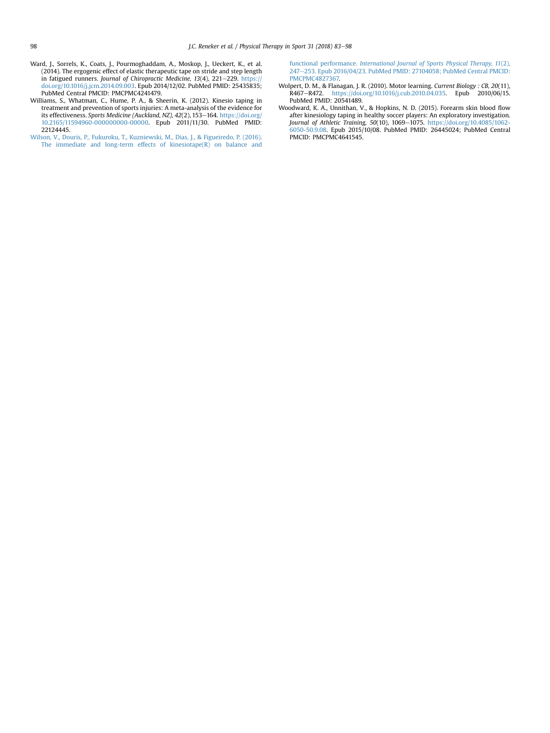Ward, J., Sorrels, K., Coats, J., Pourmoghaddam, A., Moskop, J., Ueckert, K., et al. (2014). The ergogenic effect of elastic therapeutic tape on stride and step length in fatigued runners. *Journal of Chiropractic Medicine, 13*(4), 221–229. https://doi.org/10.1016/j.jcm.2014.09.003. Epub 2014/12/02. PubMed PMID: 25435835; PubMed Central PMCID: PMCPMC4241479.

Williams, S., Whatman, C., Hume, P. A., & Sheerin, K. (2012). Kinesio taping in treatment and prevention of sports injuries: A meta-analysis of the evidence for its effectiveness. *Sports Medicine (Auckland, NZ), 42*(2), 153–164. https://doi.org/10.2165/11594960-000000000-00000. Epub 2011/11/30. PubMed PMID: 22124445.

Wilson, V., Douris, P., Fukuroku, T., Kuzniewski, M., Dias, J., & Figueiredo, P. (2016). The immediate and long-term effects of kinesiotape(R) on balance and functional performance. *International Journal of Sports Physical Therapy, 11*(2), 247–253. Epub 2016/04/23. PubMed PMID: 27104058; PubMed Central PMCID: PMCPMC4827367.

Wolpert, D. M., & Flanagan, J. R. (2010). Motor learning. *Current Biology : CB, 20*(11), R467–R472. https://doi.org/10.1016/j.cub.2010.04.035. Epub 2010/06/15. PubMed PMID: 20541489.

Woodward, K. A., Unnithan, V., & Hopkins, N. D. (2015). Forearm skin blood flow after kinesiology taping in healthy soccer players: An exploratory investigation. *Journal of Athletic Training, 50*(10), 1069–1075. https://doi.org/10.4085/1062-6050-50.9.08. Epub 2015/10/08. PubMed PMID: 26445024; PubMed Central PMCID: PMCPMC4641545.